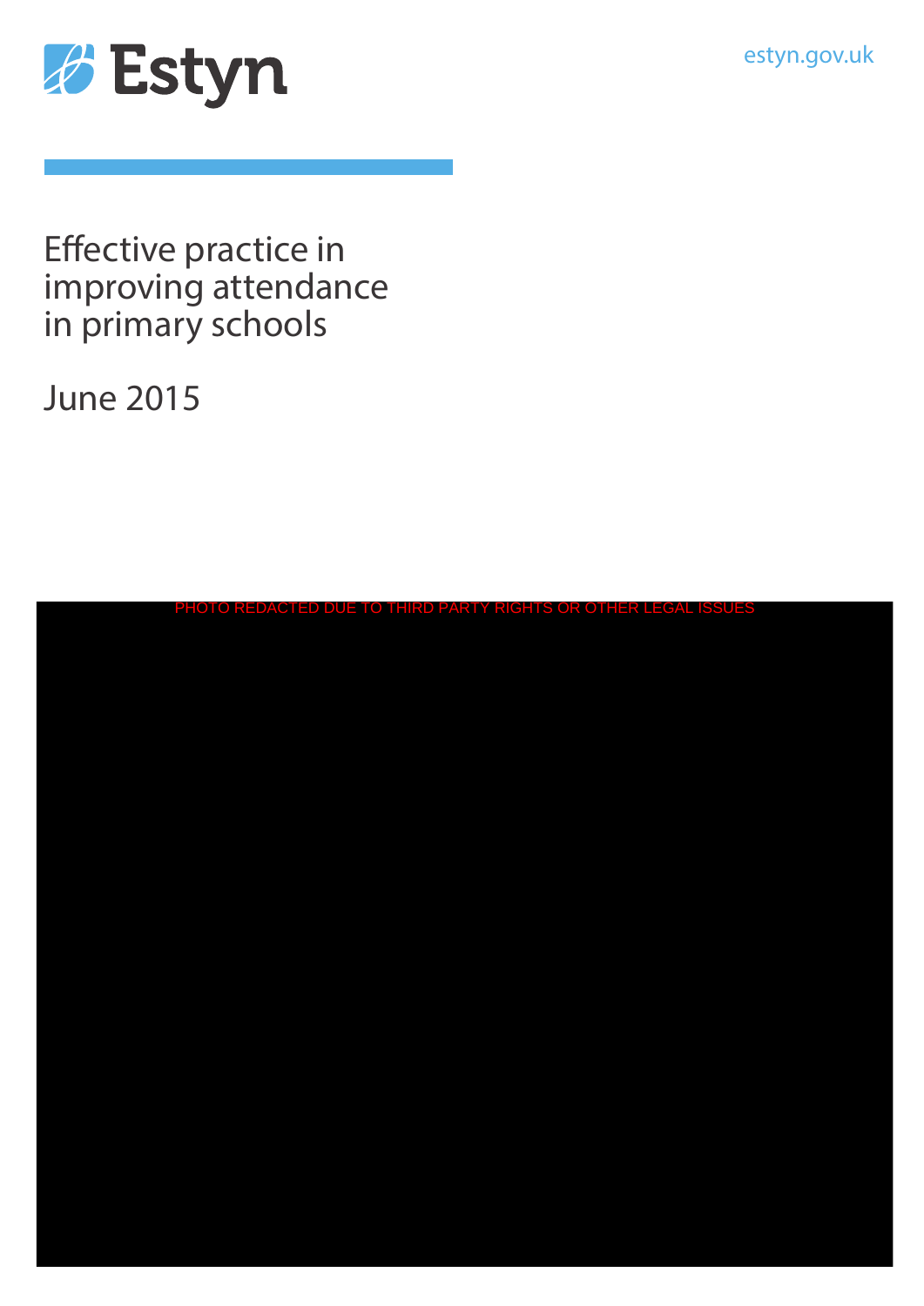Estyn

estyn.gov.uk

# Effective practice in improving attendance in primary schools

June 2015

PHOTO REDACTED DUE TO THIRD PARTY RIGHTS OR OTHER LEGAL ISSUES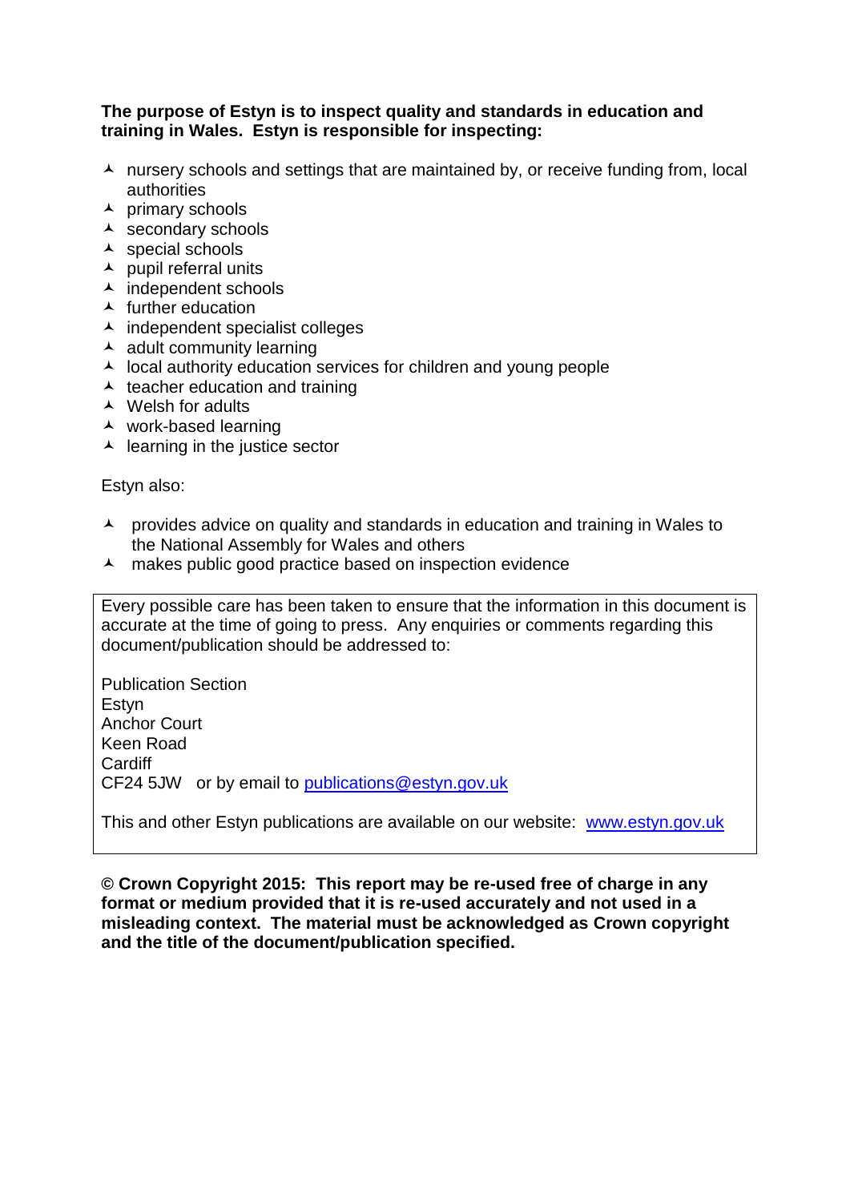**The purpose of Estyn is to inspect quality and standards in education and training in Wales. Estyn is responsible for inspecting:**

- nursery schools and settings that are maintained by, or receive funding from, local authorities
- primary schools
- secondary schools
- special schools
- pupil referral units
- independent schools
- further education
- independent specialist colleges
- adult community learning
- local authority education services for children and young people
- teacher education and training
- Welsh for adults
- work-based learning
- learning in the justice sector

Estyn also:

- provides advice on quality and standards in education and training in Wales to the National Assembly for Wales and others
- makes public good practice based on inspection evidence

Every possible care has been taken to ensure that the information in this document is accurate at the time of going to press. Any enquiries or comments regarding this document/publication should be addressed to:

Publication Section
Estyn
Anchor Court
Keen Road
Cardiff
CF24 5JW or by email to publications@estyn.gov.uk

This and other Estyn publications are available on our website: www.estyn.gov.uk

**© Crown Copyright 2015: This report may be re-used free of charge in any format or medium provided that it is re-used accurately and not used in a misleading context. The material must be acknowledged as Crown copyright and the title of the document/publication specified.**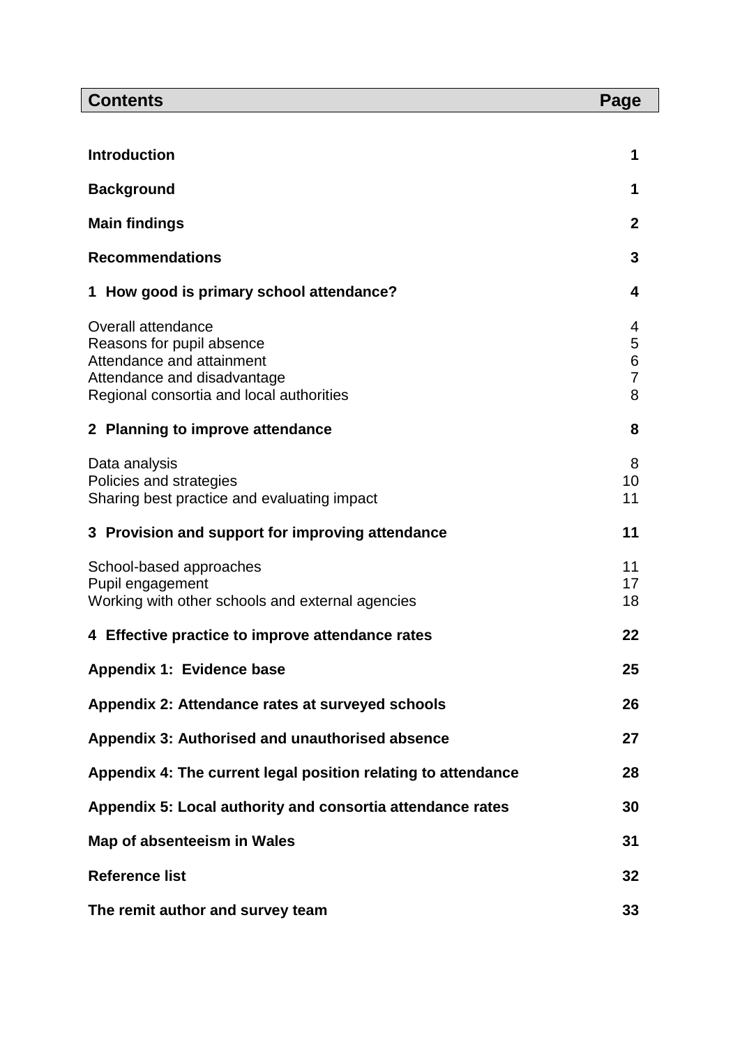| Contents | Page |
|---|---|
| **Introduction** | **1** |
| **Background** | **1** |
| **Main findings** | **2** |
| **Recommendations** | **3** |
| **1 How good is primary school attendance?** | **4** |
| Overall attendance | 4 |
| Reasons for pupil absence | 5 |
| Attendance and attainment | 6 |
| Attendance and disadvantage | 7 |
| Regional consortia and local authorities | 8 |
| **2 Planning to improve attendance** | **8** |
| Data analysis | 8 |
| Policies and strategies | 10 |
| Sharing best practice and evaluating impact | 11 |
| **3 Provision and support for improving attendance** | **11** |
| School-based approaches | 11 |
| Pupil engagement | 17 |
| Working with other schools and external agencies | 18 |
| **4 Effective practice to improve attendance rates** | **22** |
| **Appendix 1: Evidence base** | **25** |
| **Appendix 2: Attendance rates at surveyed schools** | **26** |
| **Appendix 3: Authorised and unauthorised absence** | **27** |
| **Appendix 4: The current legal position relating to attendance** | **28** |
| **Appendix 5: Local authority and consortia attendance rates** | **30** |
| **Map of absenteeism in Wales** | **31** |
| **Reference list** | **32** |
| **The remit author and survey team** | **33** |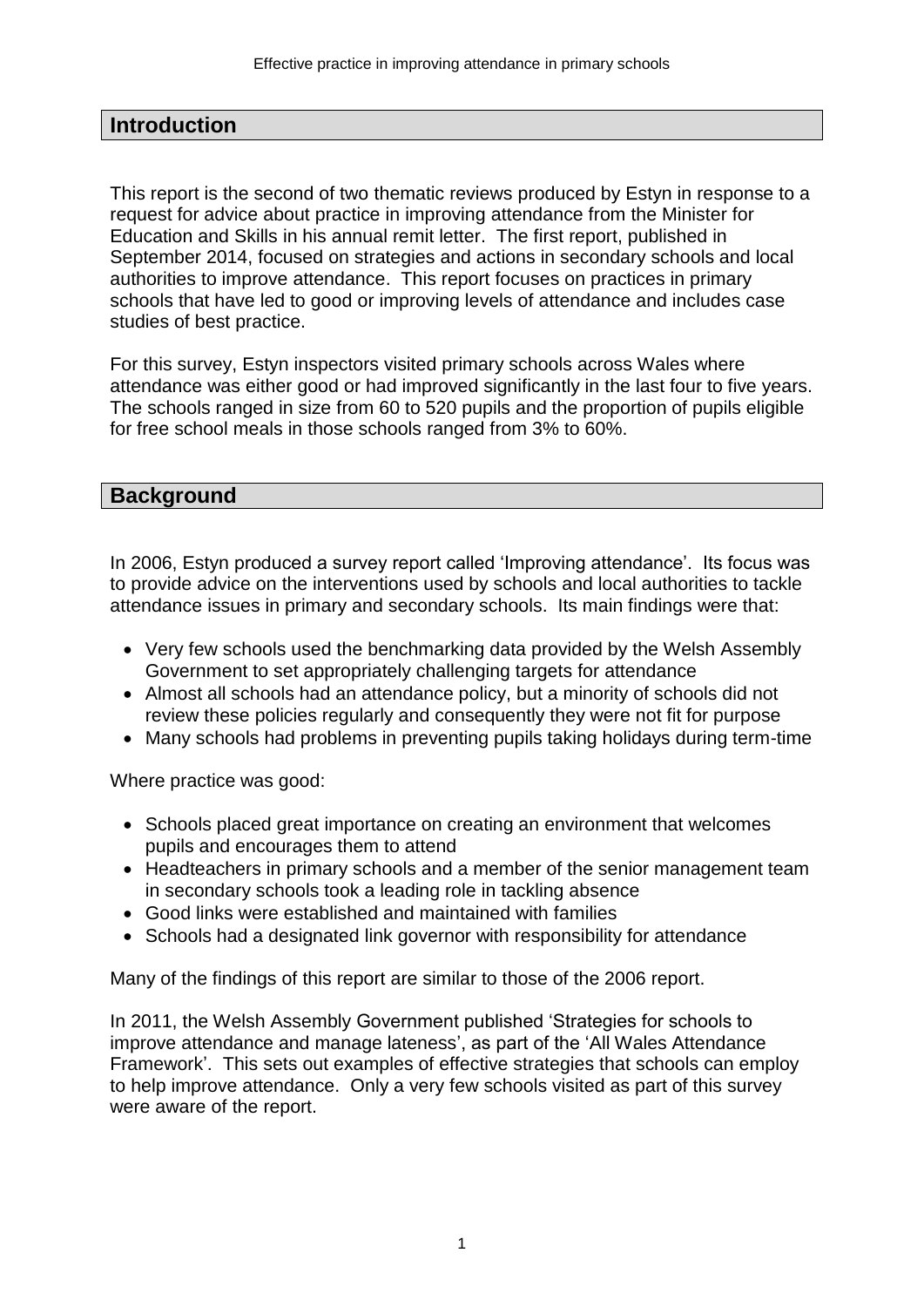## Introduction

This report is the second of two thematic reviews produced by Estyn in response to a request for advice about practice in improving attendance from the Minister for Education and Skills in his annual remit letter. The first report, published in September 2014, focused on strategies and actions in secondary schools and local authorities to improve attendance. This report focuses on practices in primary schools that have led to good or improving levels of attendance and includes case studies of best practice.

For this survey, Estyn inspectors visited primary schools across Wales where attendance was either good or had improved significantly in the last four to five years. The schools ranged in size from 60 to 520 pupils and the proportion of pupils eligible for free school meals in those schools ranged from 3% to 60%.

## Background

In 2006, Estyn produced a survey report called 'Improving attendance'. Its focus was to provide advice on the interventions used by schools and local authorities to tackle attendance issues in primary and secondary schools. Its main findings were that:

- Very few schools used the benchmarking data provided by the Welsh Assembly Government to set appropriately challenging targets for attendance
- Almost all schools had an attendance policy, but a minority of schools did not review these policies regularly and consequently they were not fit for purpose
- Many schools had problems in preventing pupils taking holidays during term-time

Where practice was good:

- Schools placed great importance on creating an environment that welcomes pupils and encourages them to attend
- Headteachers in primary schools and a member of the senior management team in secondary schools took a leading role in tackling absence
- Good links were established and maintained with families
- Schools had a designated link governor with responsibility for attendance

Many of the findings of this report are similar to those of the 2006 report.

In 2011, the Welsh Assembly Government published 'Strategies for schools to improve attendance and manage lateness', as part of the 'All Wales Attendance Framework'. This sets out examples of effective strategies that schools can employ to help improve attendance. Only a very few schools visited as part of this survey were aware of the report.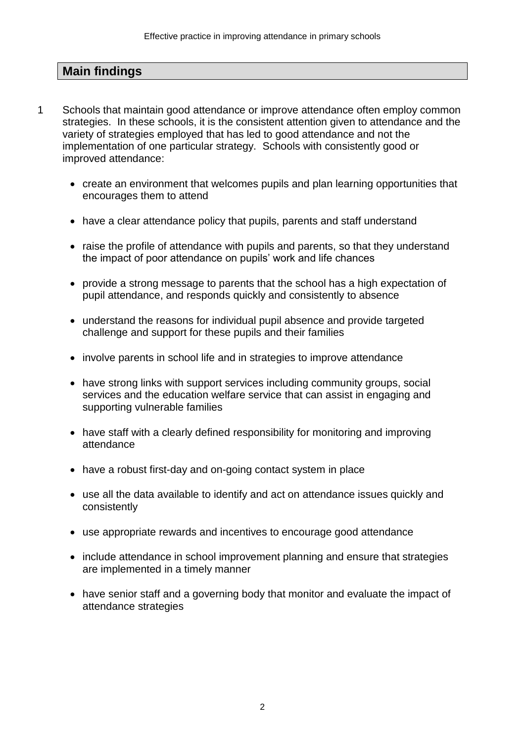## Main findings

1 Schools that maintain good attendance or improve attendance often employ common strategies. In these schools, it is the consistent attention given to attendance and the variety of strategies employed that has led to good attendance and not the implementation of one particular strategy. Schools with consistently good or improved attendance:

- create an environment that welcomes pupils and plan learning opportunities that encourages them to attend
- have a clear attendance policy that pupils, parents and staff understand
- raise the profile of attendance with pupils and parents, so that they understand the impact of poor attendance on pupils' work and life chances
- provide a strong message to parents that the school has a high expectation of pupil attendance, and responds quickly and consistently to absence
- understand the reasons for individual pupil absence and provide targeted challenge and support for these pupils and their families
- involve parents in school life and in strategies to improve attendance
- have strong links with support services including community groups, social services and the education welfare service that can assist in engaging and supporting vulnerable families
- have staff with a clearly defined responsibility for monitoring and improving attendance
- have a robust first-day and on-going contact system in place
- use all the data available to identify and act on attendance issues quickly and consistently
- use appropriate rewards and incentives to encourage good attendance
- include attendance in school improvement planning and ensure that strategies are implemented in a timely manner
- have senior staff and a governing body that monitor and evaluate the impact of attendance strategies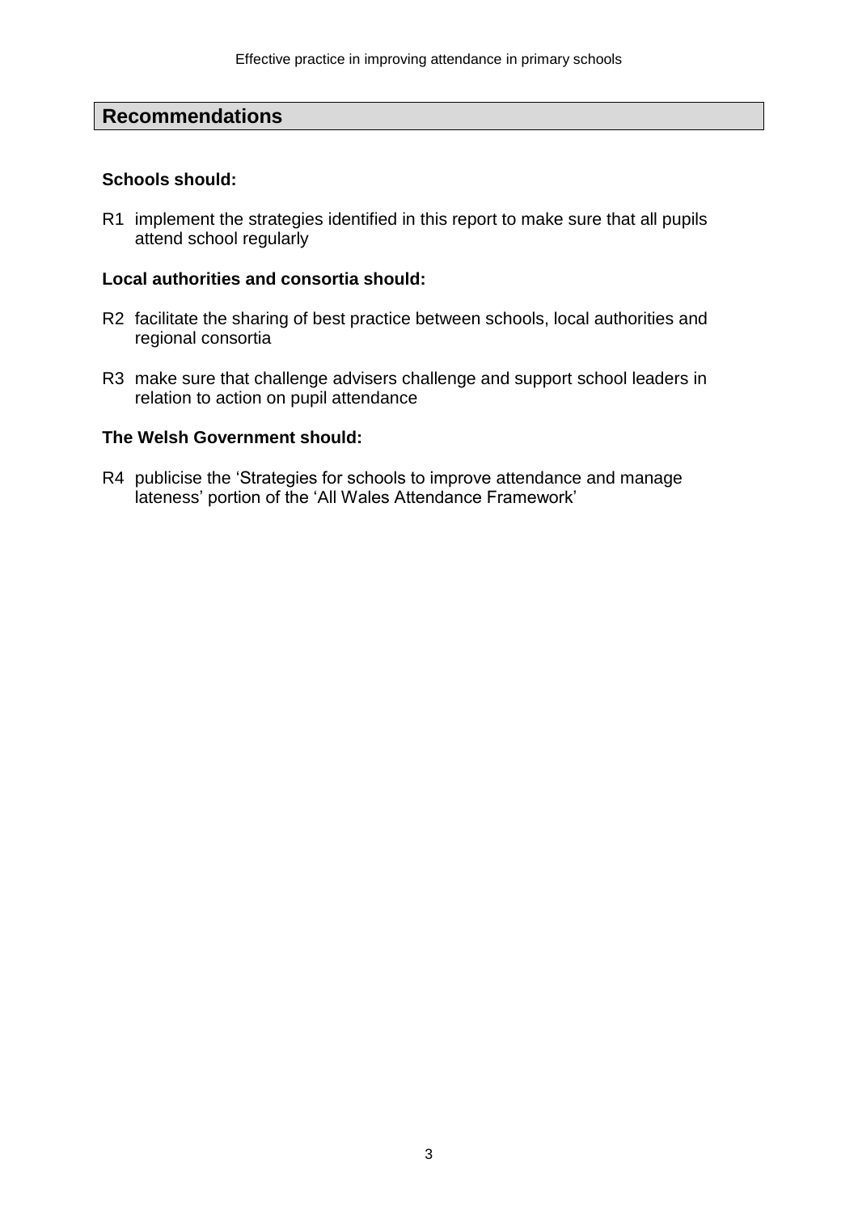## Recommendations

**Schools should:**

R1 implement the strategies identified in this report to make sure that all pupils attend school regularly

**Local authorities and consortia should:**

R2 facilitate the sharing of best practice between schools, local authorities and regional consortia

R3 make sure that challenge advisers challenge and support school leaders in relation to action on pupil attendance

**The Welsh Government should:**

R4 publicise the 'Strategies for schools to improve attendance and manage lateness' portion of the 'All Wales Attendance Framework'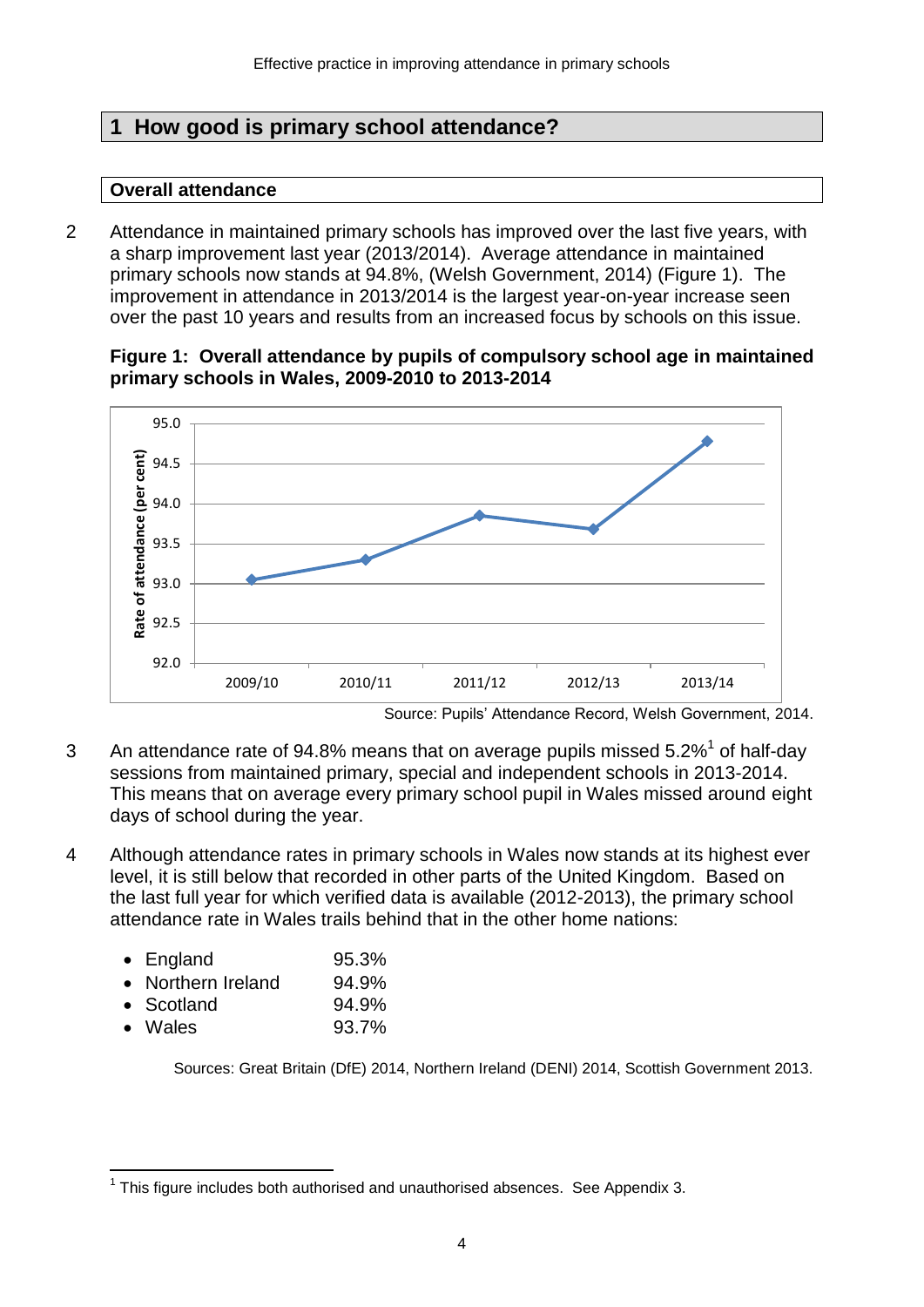## 1 How good is primary school attendance?

### Overall attendance

2 Attendance in maintained primary schools has improved over the last five years, with a sharp improvement last year (2013/2014). Average attendance in maintained primary schools now stands at 94.8%, (Welsh Government, 2014) (Figure 1). The improvement in attendance in 2013/2014 is the largest year-on-year increase seen over the past 10 years and results from an increased focus by schools on this issue.

**Figure 1: Overall attendance by pupils of compulsory school age in maintained primary schools in Wales, 2009-2010 to 2013-2014**

Source: Pupils' Attendance Record, Welsh Government, 2014.

3 An attendance rate of 94.8% means that on average pupils missed 5.2%[1] of half-day sessions from maintained primary, special and independent schools in 2013-2014. This means that on average every primary school pupil in Wales missed around eight days of school during the year.

4 Although attendance rates in primary schools in Wales now stands at its highest ever level, it is still below that recorded in other parts of the United Kingdom. Based on the last full year for which verified data is available (2012-2013), the primary school attendance rate in Wales trails behind that in the other home nations:

- England 95.3%
- Northern Ireland 94.9%
- Scotland 94.9%
- Wales 93.7%

Sources: Great Britain (DfE) 2014, Northern Ireland (DENI) 2014, Scottish Government 2013.

[1] This figure includes both authorised and unauthorised absences. See Appendix 3.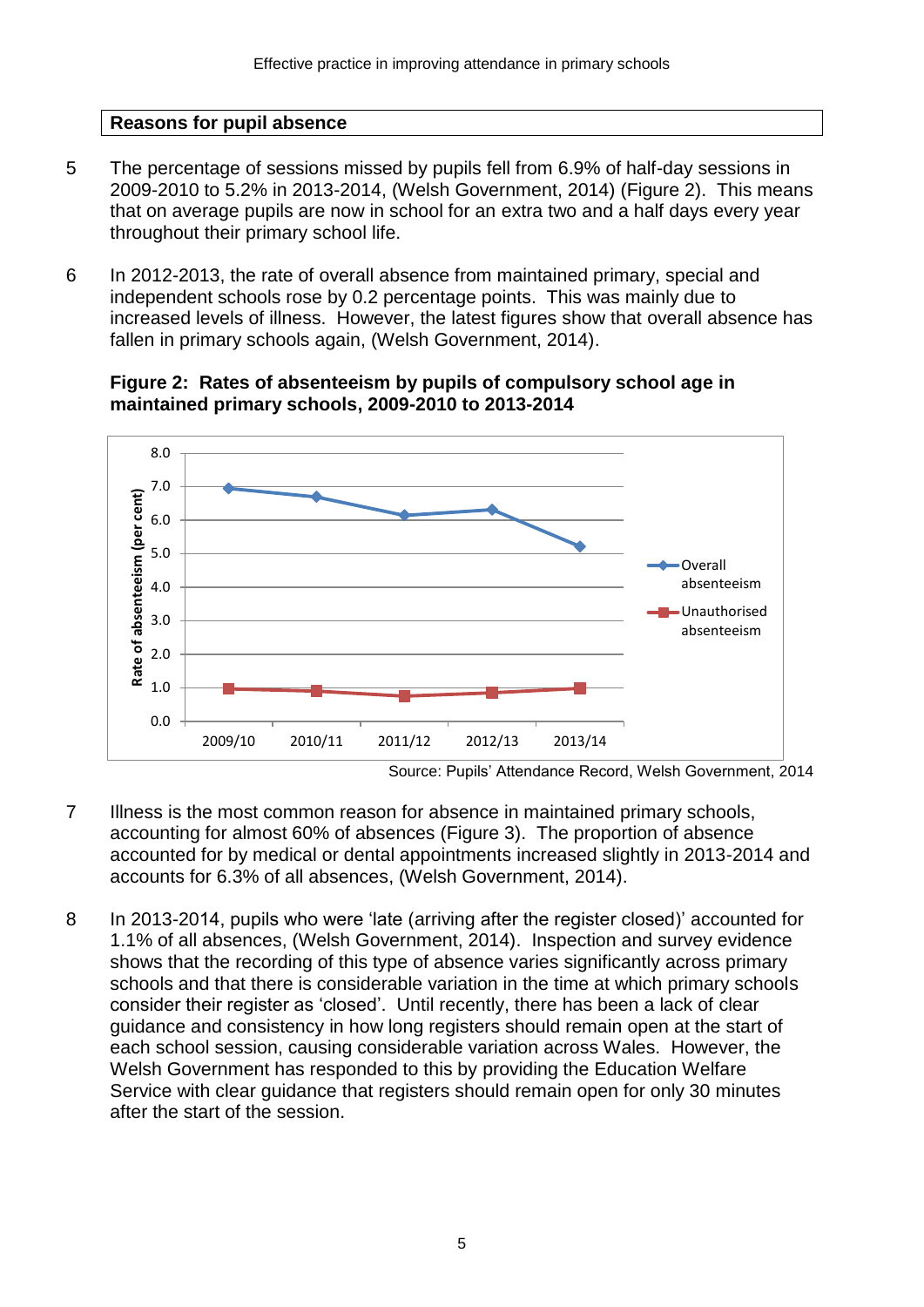## Reasons for pupil absence

5 The percentage of sessions missed by pupils fell from 6.9% of half-day sessions in 2009-2010 to 5.2% in 2013-2014, (Welsh Government, 2014) (Figure 2). This means that on average pupils are now in school for an extra two and a half days every year throughout their primary school life.

6 In 2012-2013, the rate of overall absence from maintained primary, special and independent schools rose by 0.2 percentage points. This was mainly due to increased levels of illness. However, the latest figures show that overall absence has fallen in primary schools again, (Welsh Government, 2014).

**Figure 2: Rates of absenteeism by pupils of compulsory school age in maintained primary schools, 2009-2010 to 2013-2014**

Source: Pupils' Attendance Record, Welsh Government, 2014

7 Illness is the most common reason for absence in maintained primary schools, accounting for almost 60% of absences (Figure 3). The proportion of absence accounted for by medical or dental appointments increased slightly in 2013-2014 and accounts for 6.3% of all absences, (Welsh Government, 2014).

8 In 2013-2014, pupils who were 'late (arriving after the register closed)' accounted for 1.1% of all absences, (Welsh Government, 2014). Inspection and survey evidence shows that the recording of this type of absence varies significantly across primary schools and that there is considerable variation in the time at which primary schools consider their register as 'closed'. Until recently, there has been a lack of clear guidance and consistency in how long registers should remain open at the start of each school session, causing considerable variation across Wales. However, the Welsh Government has responded to this by providing the Education Welfare Service with clear guidance that registers should remain open for only 30 minutes after the start of the session.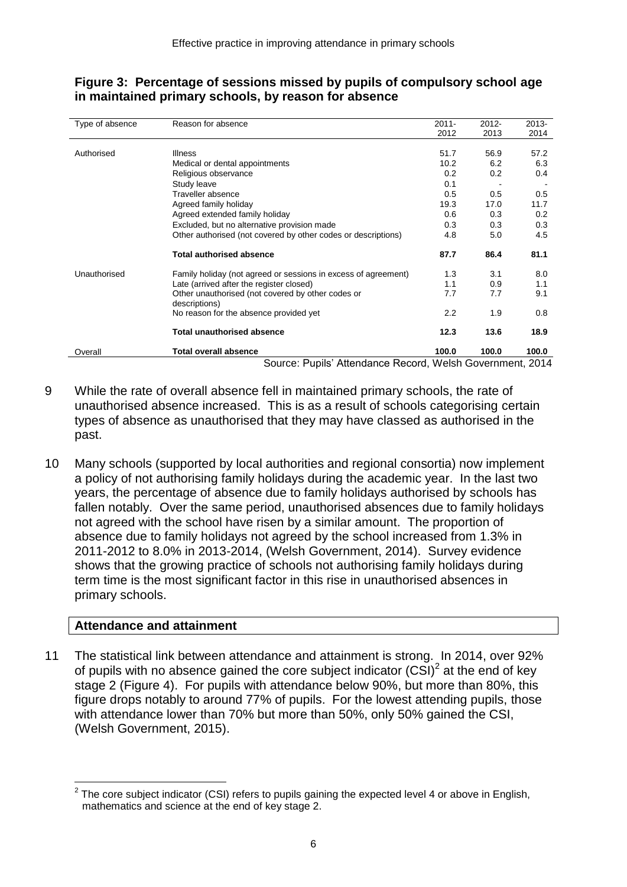**Figure 3: Percentage of sessions missed by pupils of compulsory school age in maintained primary schools, by reason for absence**

| Type of absence | Reason for absence | 2011-2012 | 2012-2013 | 2013-2014 |
|---|---|---|---|---|
| Authorised | Illness | 51.7 | 56.9 | 57.2 |
| | Medical or dental appointments | 10.2 | 6.2 | 6.3 |
| | Religious observance | 0.2 | 0.2 | 0.4 |
| | Study leave | 0.1 | - | - |
| | Traveller absence | 0.5 | 0.5 | 0.5 |
| | Agreed family holiday | 19.3 | 17.0 | 11.7 |
| | Agreed extended family holiday | 0.6 | 0.3 | 0.2 |
| | Excluded, but no alternative provision made | 0.3 | 0.3 | 0.3 |
| | Other authorised (not covered by other codes or descriptions) | 4.8 | 5.0 | 4.5 |
| | **Total authorised absence** | **87.7** | **86.4** | **81.1** |
| Unauthorised | Family holiday (not agreed or sessions in excess of agreement) | 1.3 | 3.1 | 8.0 |
| | Late (arrived after the register closed) | 1.1 | 0.9 | 1.1 |
| | Other unauthorised (not covered by other codes or descriptions) | 7.7 | 7.7 | 9.1 |
| | No reason for the absence provided yet | 2.2 | 1.9 | 0.8 |
| | **Total unauthorised absence** | **12.3** | **13.6** | **18.9** |
| Overall | **Total overall absence** | **100.0** | **100.0** | **100.0** |

Source: Pupils' Attendance Record, Welsh Government, 2014

9 While the rate of overall absence fell in maintained primary schools, the rate of unauthorised absence increased. This is as a result of schools categorising certain types of absence as unauthorised that they may have classed as authorised in the past.

10 Many schools (supported by local authorities and regional consortia) now implement a policy of not authorising family holidays during the academic year. In the last two years, the percentage of absence due to family holidays authorised by schools has fallen notably. Over the same period, unauthorised absences due to family holidays not agreed with the school have risen by a similar amount. The proportion of absence due to family holidays not agreed by the school increased from 1.3% in 2011-2012 to 8.0% in 2013-2014, (Welsh Government, 2014). Survey evidence shows that the growing practice of schools not authorising family holidays during term time is the most significant factor in this rise in unauthorised absences in primary schools.

## Attendance and attainment

11 The statistical link between attendance and attainment is strong. In 2014, over 92% of pupils with no absence gained the core subject indicator (CSI)[2] at the end of key stage 2 (Figure 4). For pupils with attendance below 90%, but more than 80%, this figure drops notably to around 77% of pupils. For the lowest attending pupils, those with attendance lower than 70% but more than 50%, only 50% gained the CSI, (Welsh Government, 2015).

[2] The core subject indicator (CSI) refers to pupils gaining the expected level 4 or above in English, mathematics and science at the end of key stage 2.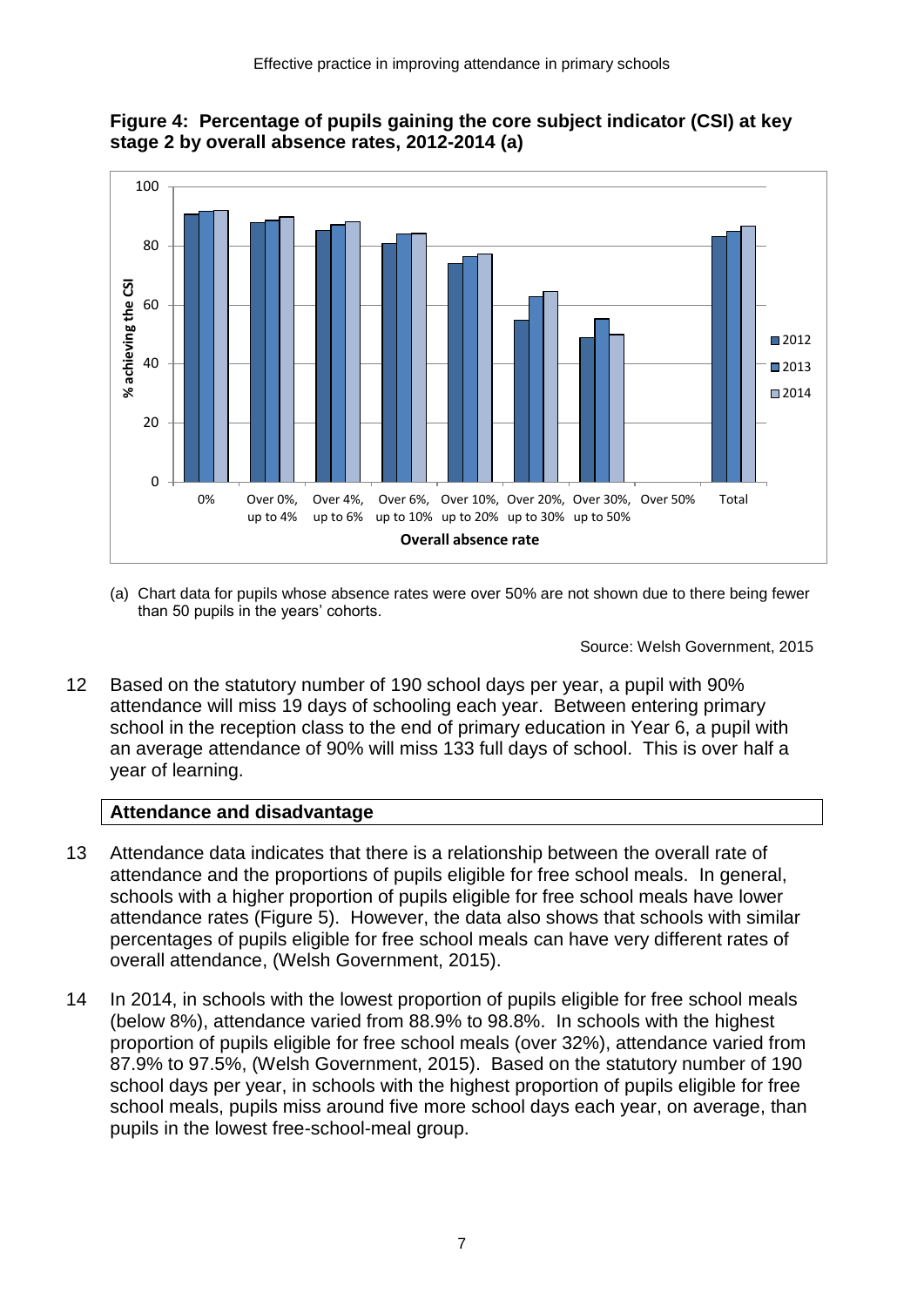**Figure 4: Percentage of pupils gaining the core subject indicator (CSI) at key stage 2 by overall absence rates, 2012-2014 (a)**

(a) Chart data for pupils whose absence rates were over 50% are not shown due to there being fewer than 50 pupils in the years' cohorts.

Source: Welsh Government, 2015

12 Based on the statutory number of 190 school days per year, a pupil with 90% attendance will miss 19 days of schooling each year. Between entering primary school in the reception class to the end of primary education in Year 6, a pupil with an average attendance of 90% will miss 133 full days of school. This is over half a year of learning.

## Attendance and disadvantage

13 Attendance data indicates that there is a relationship between the overall rate of attendance and the proportions of pupils eligible for free school meals. In general, schools with a higher proportion of pupils eligible for free school meals have lower attendance rates (Figure 5). However, the data also shows that schools with similar percentages of pupils eligible for free school meals can have very different rates of overall attendance, (Welsh Government, 2015).

14 In 2014, in schools with the lowest proportion of pupils eligible for free school meals (below 8%), attendance varied from 88.9% to 98.8%. In schools with the highest proportion of pupils eligible for free school meals (over 32%), attendance varied from 87.9% to 97.5%, (Welsh Government, 2015). Based on the statutory number of 190 school days per year, in schools with the highest proportion of pupils eligible for free school meals, pupils miss around five more school days each year, on average, than pupils in the lowest free-school-meal group.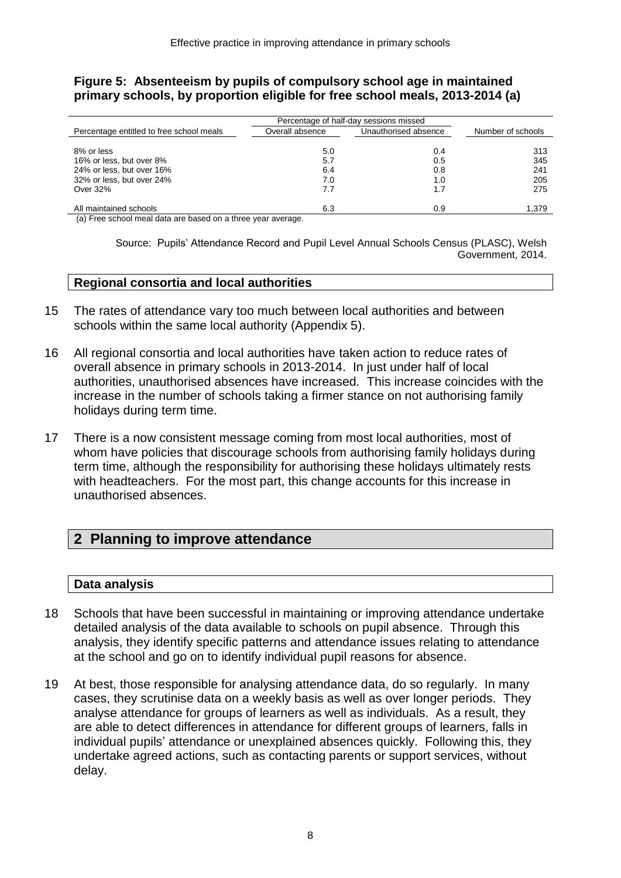**Figure 5: Absenteeism by pupils of compulsory school age in maintained primary schools, by proportion eligible for free school meals, 2013-2014 (a)**

| Percentage entitled to free school meals | Percentage of half-day sessions missed | | Number of schools |
|---|---|---|---|
| | Overall absence | Unauthorised absence | |
| 8% or less | 5.0 | 0.4 | 313 |
| 16% or less, but over 8% | 5.7 | 0.5 | 345 |
| 24% or less, but over 16% | 6.4 | 0.8 | 241 |
| 32% or less, but over 24% | 7.0 | 1.0 | 205 |
| Over 32% | 7.7 | 1.7 | 275 |
| All maintained schools | 6.3 | 0.9 | 1,379 |

(a) Free school meal data are based on a three year average.

Source: Pupils' Attendance Record and Pupil Level Annual Schools Census (PLASC), Welsh Government, 2014.

### Regional consortia and local authorities

15 The rates of attendance vary too much between local authorities and between schools within the same local authority (Appendix 5).

16 All regional consortia and local authorities have taken action to reduce rates of overall absence in primary schools in 2013-2014. In just under half of local authorities, unauthorised absences have increased. This increase coincides with the increase in the number of schools taking a firmer stance on not authorising family holidays during term time.

17 There is a now consistent message coming from most local authorities, most of whom have policies that discourage schools from authorising family holidays during term time, although the responsibility for authorising these holidays ultimately rests with headteachers. For the most part, this change accounts for this increase in unauthorised absences.

## 2 Planning to improve attendance

### Data analysis

18 Schools that have been successful in maintaining or improving attendance undertake detailed analysis of the data available to schools on pupil absence. Through this analysis, they identify specific patterns and attendance issues relating to attendance at the school and go on to identify individual pupil reasons for absence.

19 At best, those responsible for analysing attendance data, do so regularly. In many cases, they scrutinise data on a weekly basis as well as over longer periods. They analyse attendance for groups of learners as well as individuals. As a result, they are able to detect differences in attendance for different groups of learners, falls in individual pupils' attendance or unexplained absences quickly. Following this, they undertake agreed actions, such as contacting parents or support services, without delay.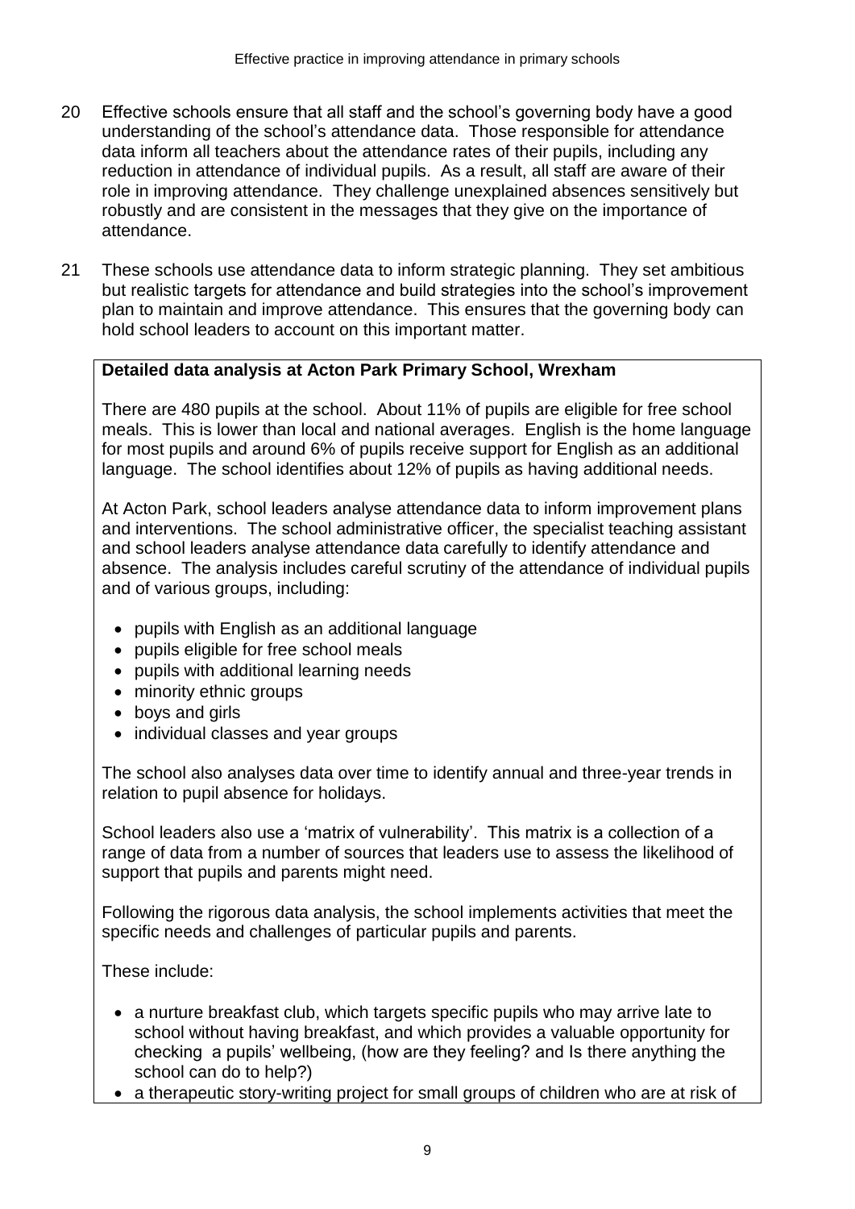20 Effective schools ensure that all staff and the school's governing body have a good understanding of the school's attendance data. Those responsible for attendance data inform all teachers about the attendance rates of their pupils, including any reduction in attendance of individual pupils. As a result, all staff are aware of their role in improving attendance. They challenge unexplained absences sensitively but robustly and are consistent in the messages that they give on the importance of attendance.

21 These schools use attendance data to inform strategic planning. They set ambitious but realistic targets for attendance and build strategies into the school's improvement plan to maintain and improve attendance. This ensures that the governing body can hold school leaders to account on this important matter.

**Detailed data analysis at Acton Park Primary School, Wrexham**

There are 480 pupils at the school. About 11% of pupils are eligible for free school meals. This is lower than local and national averages. English is the home language for most pupils and around 6% of pupils receive support for English as an additional language. The school identifies about 12% of pupils as having additional needs.

At Acton Park, school leaders analyse attendance data to inform improvement plans and interventions. The school administrative officer, the specialist teaching assistant and school leaders analyse attendance data carefully to identify attendance and absence. The analysis includes careful scrutiny of the attendance of individual pupils and of various groups, including:

- pupils with English as an additional language
- pupils eligible for free school meals
- pupils with additional learning needs
- minority ethnic groups
- boys and girls
- individual classes and year groups

The school also analyses data over time to identify annual and three-year trends in relation to pupil absence for holidays.

School leaders also use a 'matrix of vulnerability'. This matrix is a collection of a range of data from a number of sources that leaders use to assess the likelihood of support that pupils and parents might need.

Following the rigorous data analysis, the school implements activities that meet the specific needs and challenges of particular pupils and parents.

These include:

- a nurture breakfast club, which targets specific pupils who may arrive late to school without having breakfast, and which provides a valuable opportunity for checking a pupils' wellbeing, (how are they feeling? and Is there anything the school can do to help?)
- a therapeutic story-writing project for small groups of children who are at risk of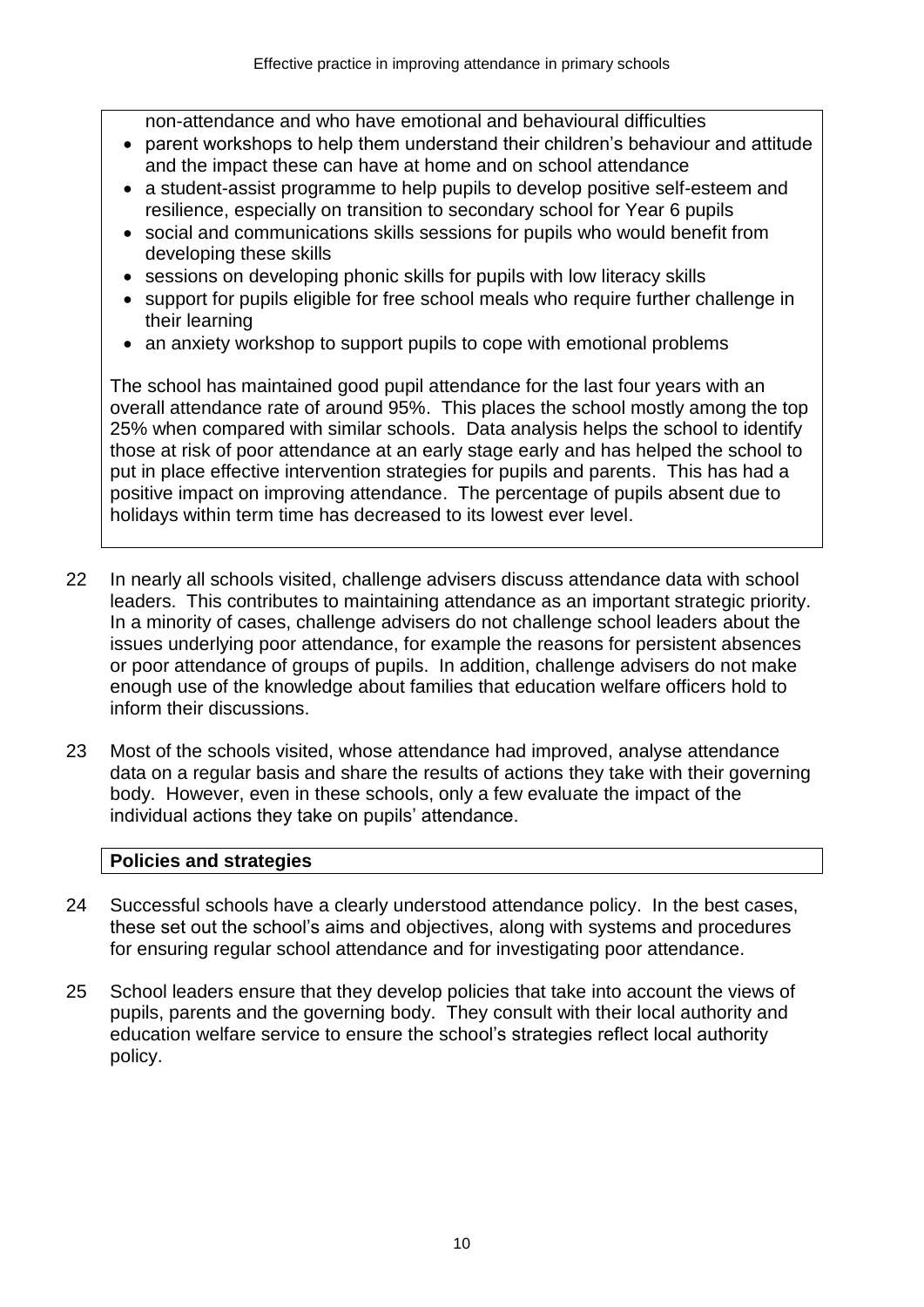non-attendance and who have emotional and behavioural difficulties

- parent workshops to help them understand their children's behaviour and attitude and the impact these can have at home and on school attendance
- a student-assist programme to help pupils to develop positive self-esteem and resilience, especially on transition to secondary school for Year 6 pupils
- social and communications skills sessions for pupils who would benefit from developing these skills
- sessions on developing phonic skills for pupils with low literacy skills
- support for pupils eligible for free school meals who require further challenge in their learning
- an anxiety workshop to support pupils to cope with emotional problems

The school has maintained good pupil attendance for the last four years with an overall attendance rate of around 95%. This places the school mostly among the top 25% when compared with similar schools. Data analysis helps the school to identify those at risk of poor attendance at an early stage early and has helped the school to put in place effective intervention strategies for pupils and parents. This has had a positive impact on improving attendance. The percentage of pupils absent due to holidays within term time has decreased to its lowest ever level.

22 In nearly all schools visited, challenge advisers discuss attendance data with school leaders. This contributes to maintaining attendance as an important strategic priority. In a minority of cases, challenge advisers do not challenge school leaders about the issues underlying poor attendance, for example the reasons for persistent absences or poor attendance of groups of pupils. In addition, challenge advisers do not make enough use of the knowledge about families that education welfare officers hold to inform their discussions.

23 Most of the schools visited, whose attendance had improved, analyse attendance data on a regular basis and share the results of actions they take with their governing body. However, even in these schools, only a few evaluate the impact of the individual actions they take on pupils' attendance.

## Policies and strategies

24 Successful schools have a clearly understood attendance policy. In the best cases, these set out the school's aims and objectives, along with systems and procedures for ensuring regular school attendance and for investigating poor attendance.

25 School leaders ensure that they develop policies that take into account the views of pupils, parents and the governing body. They consult with their local authority and education welfare service to ensure the school's strategies reflect local authority policy.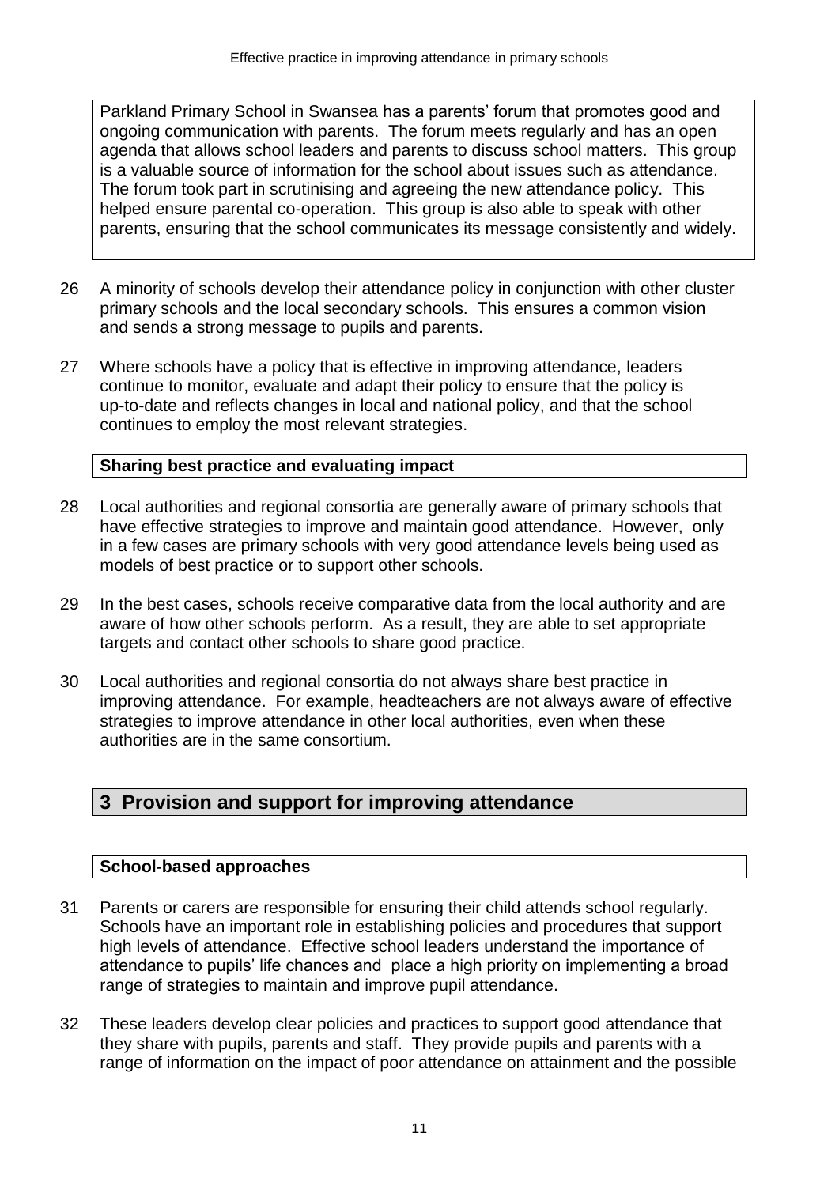Parkland Primary School in Swansea has a parents' forum that promotes good and ongoing communication with parents. The forum meets regularly and has an open agenda that allows school leaders and parents to discuss school matters. This group is a valuable source of information for the school about issues such as attendance. The forum took part in scrutinising and agreeing the new attendance policy. This helped ensure parental co-operation. This group is also able to speak with other parents, ensuring that the school communicates its message consistently and widely.

26 A minority of schools develop their attendance policy in conjunction with other cluster primary schools and the local secondary schools. This ensures a common vision and sends a strong message to pupils and parents.

27 Where schools have a policy that is effective in improving attendance, leaders continue to monitor, evaluate and adapt their policy to ensure that the policy is up-to-date and reflects changes in local and national policy, and that the school continues to employ the most relevant strategies.

### Sharing best practice and evaluating impact

28 Local authorities and regional consortia are generally aware of primary schools that have effective strategies to improve and maintain good attendance. However, only in a few cases are primary schools with very good attendance levels being used as models of best practice or to support other schools.

29 In the best cases, schools receive comparative data from the local authority and are aware of how other schools perform. As a result, they are able to set appropriate targets and contact other schools to share good practice.

30 Local authorities and regional consortia do not always share best practice in improving attendance. For example, headteachers are not always aware of effective strategies to improve attendance in other local authorities, even when these authorities are in the same consortium.

## 3 Provision and support for improving attendance

### School-based approaches

31 Parents or carers are responsible for ensuring their child attends school regularly. Schools have an important role in establishing policies and procedures that support high levels of attendance. Effective school leaders understand the importance of attendance to pupils' life chances and place a high priority on implementing a broad range of strategies to maintain and improve pupil attendance.

32 These leaders develop clear policies and practices to support good attendance that they share with pupils, parents and staff. They provide pupils and parents with a range of information on the impact of poor attendance on attainment and the possible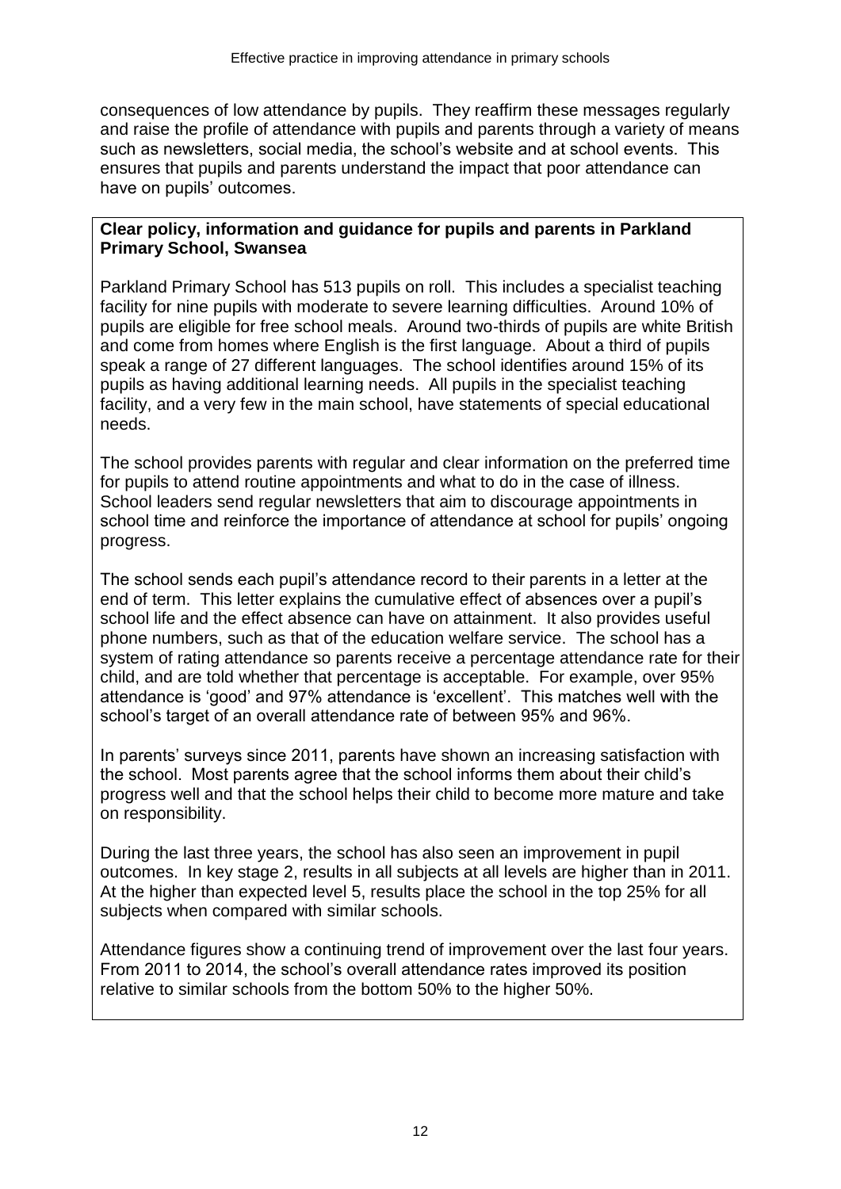consequences of low attendance by pupils. They reaffirm these messages regularly and raise the profile of attendance with pupils and parents through a variety of means such as newsletters, social media, the school's website and at school events. This ensures that pupils and parents understand the impact that poor attendance can have on pupils' outcomes.

**Clear policy, information and guidance for pupils and parents in Parkland Primary School, Swansea**

Parkland Primary School has 513 pupils on roll. This includes a specialist teaching facility for nine pupils with moderate to severe learning difficulties. Around 10% of pupils are eligible for free school meals. Around two-thirds of pupils are white British and come from homes where English is the first language. About a third of pupils speak a range of 27 different languages. The school identifies around 15% of its pupils as having additional learning needs. All pupils in the specialist teaching facility, and a very few in the main school, have statements of special educational needs.

The school provides parents with regular and clear information on the preferred time for pupils to attend routine appointments and what to do in the case of illness. School leaders send regular newsletters that aim to discourage appointments in school time and reinforce the importance of attendance at school for pupils' ongoing progress.

The school sends each pupil's attendance record to their parents in a letter at the end of term. This letter explains the cumulative effect of absences over a pupil's school life and the effect absence can have on attainment. It also provides useful phone numbers, such as that of the education welfare service. The school has a system of rating attendance so parents receive a percentage attendance rate for their child, and are told whether that percentage is acceptable. For example, over 95% attendance is 'good' and 97% attendance is 'excellent'. This matches well with the school's target of an overall attendance rate of between 95% and 96%.

In parents' surveys since 2011, parents have shown an increasing satisfaction with the school. Most parents agree that the school informs them about their child's progress well and that the school helps their child to become more mature and take on responsibility.

During the last three years, the school has also seen an improvement in pupil outcomes. In key stage 2, results in all subjects at all levels are higher than in 2011. At the higher than expected level 5, results place the school in the top 25% for all subjects when compared with similar schools.

Attendance figures show a continuing trend of improvement over the last four years. From 2011 to 2014, the school's overall attendance rates improved its position relative to similar schools from the bottom 50% to the higher 50%.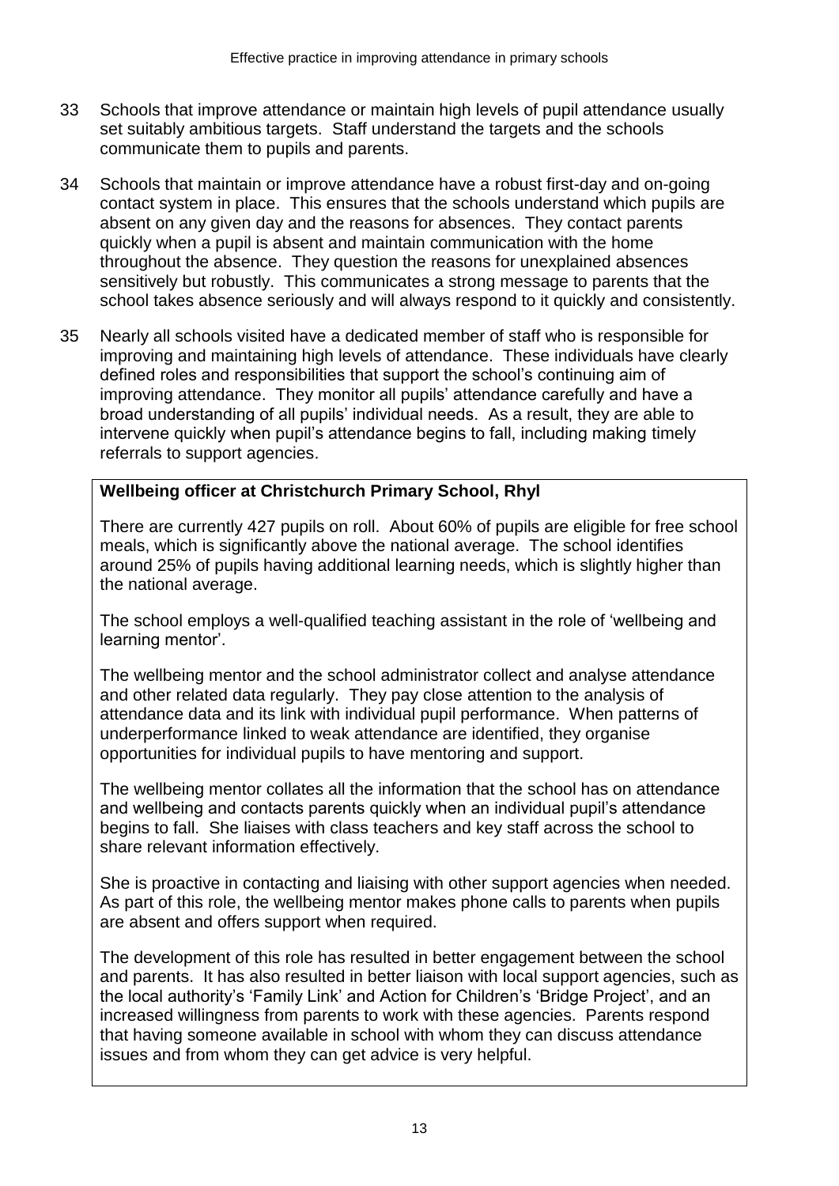33 Schools that improve attendance or maintain high levels of pupil attendance usually set suitably ambitious targets. Staff understand the targets and the schools communicate them to pupils and parents.

34 Schools that maintain or improve attendance have a robust first-day and on-going contact system in place. This ensures that the schools understand which pupils are absent on any given day and the reasons for absences. They contact parents quickly when a pupil is absent and maintain communication with the home throughout the absence. They question the reasons for unexplained absences sensitively but robustly. This communicates a strong message to parents that the school takes absence seriously and will always respond to it quickly and consistently.

35 Nearly all schools visited have a dedicated member of staff who is responsible for improving and maintaining high levels of attendance. These individuals have clearly defined roles and responsibilities that support the school's continuing aim of improving attendance. They monitor all pupils' attendance carefully and have a broad understanding of all pupils' individual needs. As a result, they are able to intervene quickly when pupil's attendance begins to fall, including making timely referrals to support agencies.

**Wellbeing officer at Christchurch Primary School, Rhyl**

There are currently 427 pupils on roll. About 60% of pupils are eligible for free school meals, which is significantly above the national average. The school identifies around 25% of pupils having additional learning needs, which is slightly higher than the national average.

The school employs a well-qualified teaching assistant in the role of 'wellbeing and learning mentor'.

The wellbeing mentor and the school administrator collect and analyse attendance and other related data regularly. They pay close attention to the analysis of attendance data and its link with individual pupil performance. When patterns of underperformance linked to weak attendance are identified, they organise opportunities for individual pupils to have mentoring and support.

The wellbeing mentor collates all the information that the school has on attendance and wellbeing and contacts parents quickly when an individual pupil's attendance begins to fall. She liaises with class teachers and key staff across the school to share relevant information effectively.

She is proactive in contacting and liaising with other support agencies when needed. As part of this role, the wellbeing mentor makes phone calls to parents when pupils are absent and offers support when required.

The development of this role has resulted in better engagement between the school and parents. It has also resulted in better liaison with local support agencies, such as the local authority's 'Family Link' and Action for Children's 'Bridge Project', and an increased willingness from parents to work with these agencies. Parents respond that having someone available in school with whom they can discuss attendance issues and from whom they can get advice is very helpful.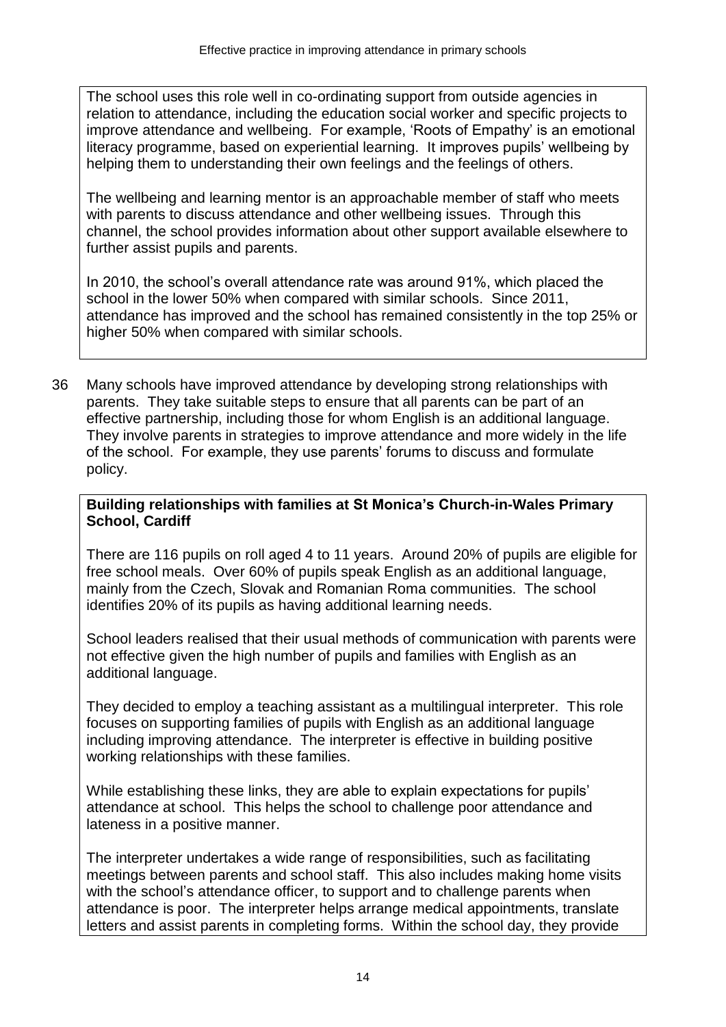The school uses this role well in co-ordinating support from outside agencies in relation to attendance, including the education social worker and specific projects to improve attendance and wellbeing. For example, 'Roots of Empathy' is an emotional literacy programme, based on experiential learning. It improves pupils' wellbeing by helping them to understanding their own feelings and the feelings of others.

The wellbeing and learning mentor is an approachable member of staff who meets with parents to discuss attendance and other wellbeing issues. Through this channel, the school provides information about other support available elsewhere to further assist pupils and parents.

In 2010, the school's overall attendance rate was around 91%, which placed the school in the lower 50% when compared with similar schools. Since 2011, attendance has improved and the school has remained consistently in the top 25% or higher 50% when compared with similar schools.

36 Many schools have improved attendance by developing strong relationships with parents. They take suitable steps to ensure that all parents can be part of an effective partnership, including those for whom English is an additional language. They involve parents in strategies to improve attendance and more widely in the life of the school. For example, they use parents' forums to discuss and formulate policy.

**Building relationships with families at St Monica's Church-in-Wales Primary School, Cardiff**

There are 116 pupils on roll aged 4 to 11 years. Around 20% of pupils are eligible for free school meals. Over 60% of pupils speak English as an additional language, mainly from the Czech, Slovak and Romanian Roma communities. The school identifies 20% of its pupils as having additional learning needs.

School leaders realised that their usual methods of communication with parents were not effective given the high number of pupils and families with English as an additional language.

They decided to employ a teaching assistant as a multilingual interpreter. This role focuses on supporting families of pupils with English as an additional language including improving attendance. The interpreter is effective in building positive working relationships with these families.

While establishing these links, they are able to explain expectations for pupils' attendance at school. This helps the school to challenge poor attendance and lateness in a positive manner.

The interpreter undertakes a wide range of responsibilities, such as facilitating meetings between parents and school staff. This also includes making home visits with the school's attendance officer, to support and to challenge parents when attendance is poor. The interpreter helps arrange medical appointments, translate letters and assist parents in completing forms. Within the school day, they provide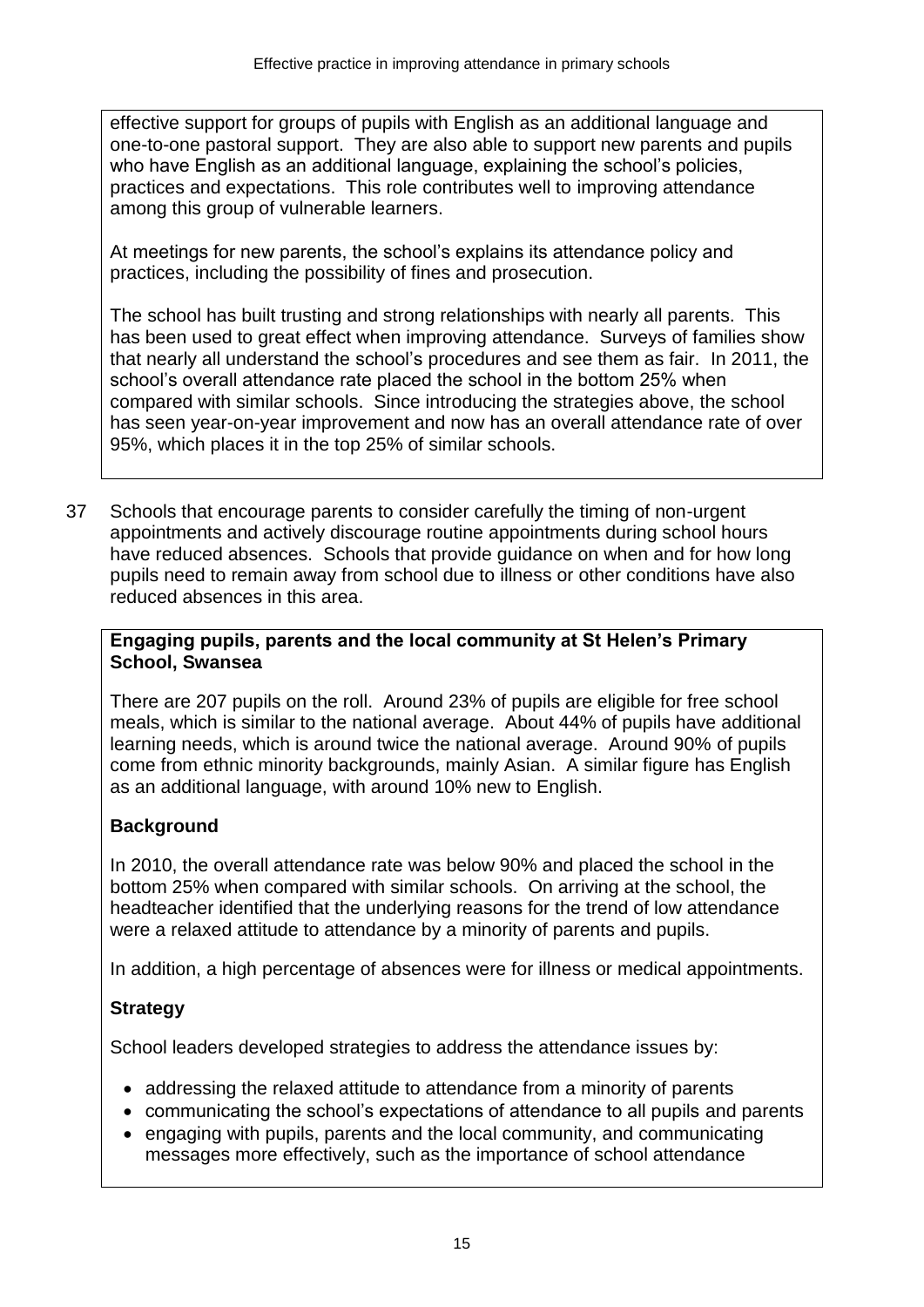effective support for groups of pupils with English as an additional language and one-to-one pastoral support. They are also able to support new parents and pupils who have English as an additional language, explaining the school's policies, practices and expectations. This role contributes well to improving attendance among this group of vulnerable learners.

At meetings for new parents, the school's explains its attendance policy and practices, including the possibility of fines and prosecution.

The school has built trusting and strong relationships with nearly all parents. This has been used to great effect when improving attendance. Surveys of families show that nearly all understand the school's procedures and see them as fair. In 2011, the school's overall attendance rate placed the school in the bottom 25% when compared with similar schools. Since introducing the strategies above, the school has seen year-on-year improvement and now has an overall attendance rate of over 95%, which places it in the top 25% of similar schools.

37 Schools that encourage parents to consider carefully the timing of non-urgent appointments and actively discourage routine appointments during school hours have reduced absences. Schools that provide guidance on when and for how long pupils need to remain away from school due to illness or other conditions have also reduced absences in this area.

**Engaging pupils, parents and the local community at St Helen's Primary School, Swansea**

There are 207 pupils on the roll. Around 23% of pupils are eligible for free school meals, which is similar to the national average. About 44% of pupils have additional learning needs, which is around twice the national average. Around 90% of pupils come from ethnic minority backgrounds, mainly Asian. A similar figure has English as an additional language, with around 10% new to English.

**Background**

In 2010, the overall attendance rate was below 90% and placed the school in the bottom 25% when compared with similar schools. On arriving at the school, the headteacher identified that the underlying reasons for the trend of low attendance were a relaxed attitude to attendance by a minority of parents and pupils.

In addition, a high percentage of absences were for illness or medical appointments.

**Strategy**

School leaders developed strategies to address the attendance issues by:

- addressing the relaxed attitude to attendance from a minority of parents
- communicating the school's expectations of attendance to all pupils and parents
- engaging with pupils, parents and the local community, and communicating messages more effectively, such as the importance of school attendance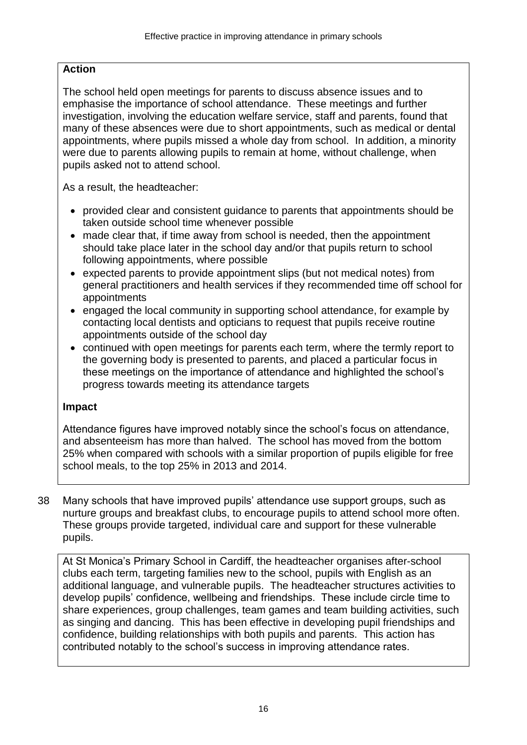**Action**

The school held open meetings for parents to discuss absence issues and to emphasise the importance of school attendance. These meetings and further investigation, involving the education welfare service, staff and parents, found that many of these absences were due to short appointments, such as medical or dental appointments, where pupils missed a whole day from school. In addition, a minority were due to parents allowing pupils to remain at home, without challenge, when pupils asked not to attend school.

As a result, the headteacher:

- provided clear and consistent guidance to parents that appointments should be taken outside school time whenever possible
- made clear that, if time away from school is needed, then the appointment should take place later in the school day and/or that pupils return to school following appointments, where possible
- expected parents to provide appointment slips (but not medical notes) from general practitioners and health services if they recommended time off school for appointments
- engaged the local community in supporting school attendance, for example by contacting local dentists and opticians to request that pupils receive routine appointments outside of the school day
- continued with open meetings for parents each term, where the termly report to the governing body is presented to parents, and placed a particular focus in these meetings on the importance of attendance and highlighted the school's progress towards meeting its attendance targets

**Impact**

Attendance figures have improved notably since the school's focus on attendance, and absenteeism has more than halved. The school has moved from the bottom 25% when compared with schools with a similar proportion of pupils eligible for free school meals, to the top 25% in 2013 and 2014.

38 Many schools that have improved pupils' attendance use support groups, such as nurture groups and breakfast clubs, to encourage pupils to attend school more often. These groups provide targeted, individual care and support for these vulnerable pupils.

At St Monica's Primary School in Cardiff, the headteacher organises after-school clubs each term, targeting families new to the school, pupils with English as an additional language, and vulnerable pupils. The headteacher structures activities to develop pupils' confidence, wellbeing and friendships. These include circle time to share experiences, group challenges, team games and team building activities, such as singing and dancing. This has been effective in developing pupil friendships and confidence, building relationships with both pupils and parents. This action has contributed notably to the school's success in improving attendance rates.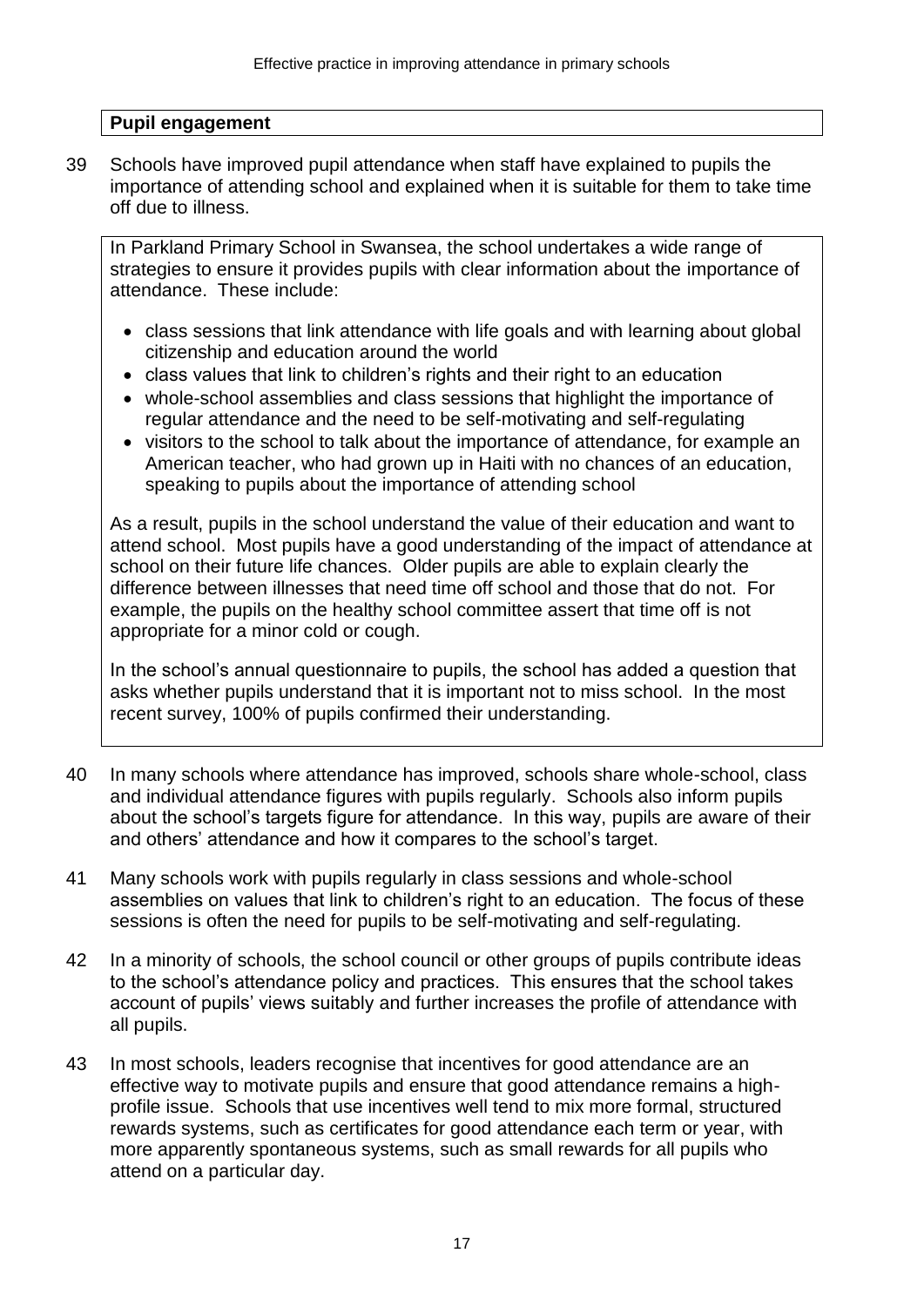**Pupil engagement**

39 Schools have improved pupil attendance when staff have explained to pupils the importance of attending school and explained when it is suitable for them to take time off due to illness.

> In Parkland Primary School in Swansea, the school undertakes a wide range of strategies to ensure it provides pupils with clear information about the importance of attendance. These include:
>
> - class sessions that link attendance with life goals and with learning about global citizenship and education around the world
> - class values that link to children's rights and their right to an education
> - whole-school assemblies and class sessions that highlight the importance of regular attendance and the need to be self-motivating and self-regulating
> - visitors to the school to talk about the importance of attendance, for example an American teacher, who had grown up in Haiti with no chances of an education, speaking to pupils about the importance of attending school
>
> As a result, pupils in the school understand the value of their education and want to attend school. Most pupils have a good understanding of the impact of attendance at school on their future life chances. Older pupils are able to explain clearly the difference between illnesses that need time off school and those that do not. For example, the pupils on the healthy school committee assert that time off is not appropriate for a minor cold or cough.
>
> In the school's annual questionnaire to pupils, the school has added a question that asks whether pupils understand that it is important not to miss school. In the most recent survey, 100% of pupils confirmed their understanding.

40 In many schools where attendance has improved, schools share whole-school, class and individual attendance figures with pupils regularly. Schools also inform pupils about the school's targets figure for attendance. In this way, pupils are aware of their and others' attendance and how it compares to the school's target.

41 Many schools work with pupils regularly in class sessions and whole-school assemblies on values that link to children's right to an education. The focus of these sessions is often the need for pupils to be self-motivating and self-regulating.

42 In a minority of schools, the school council or other groups of pupils contribute ideas to the school's attendance policy and practices. This ensures that the school takes account of pupils' views suitably and further increases the profile of attendance with all pupils.

43 In most schools, leaders recognise that incentives for good attendance are an effective way to motivate pupils and ensure that good attendance remains a high-profile issue. Schools that use incentives well tend to mix more formal, structured rewards systems, such as certificates for good attendance each term or year, with more apparently spontaneous systems, such as small rewards for all pupils who attend on a particular day.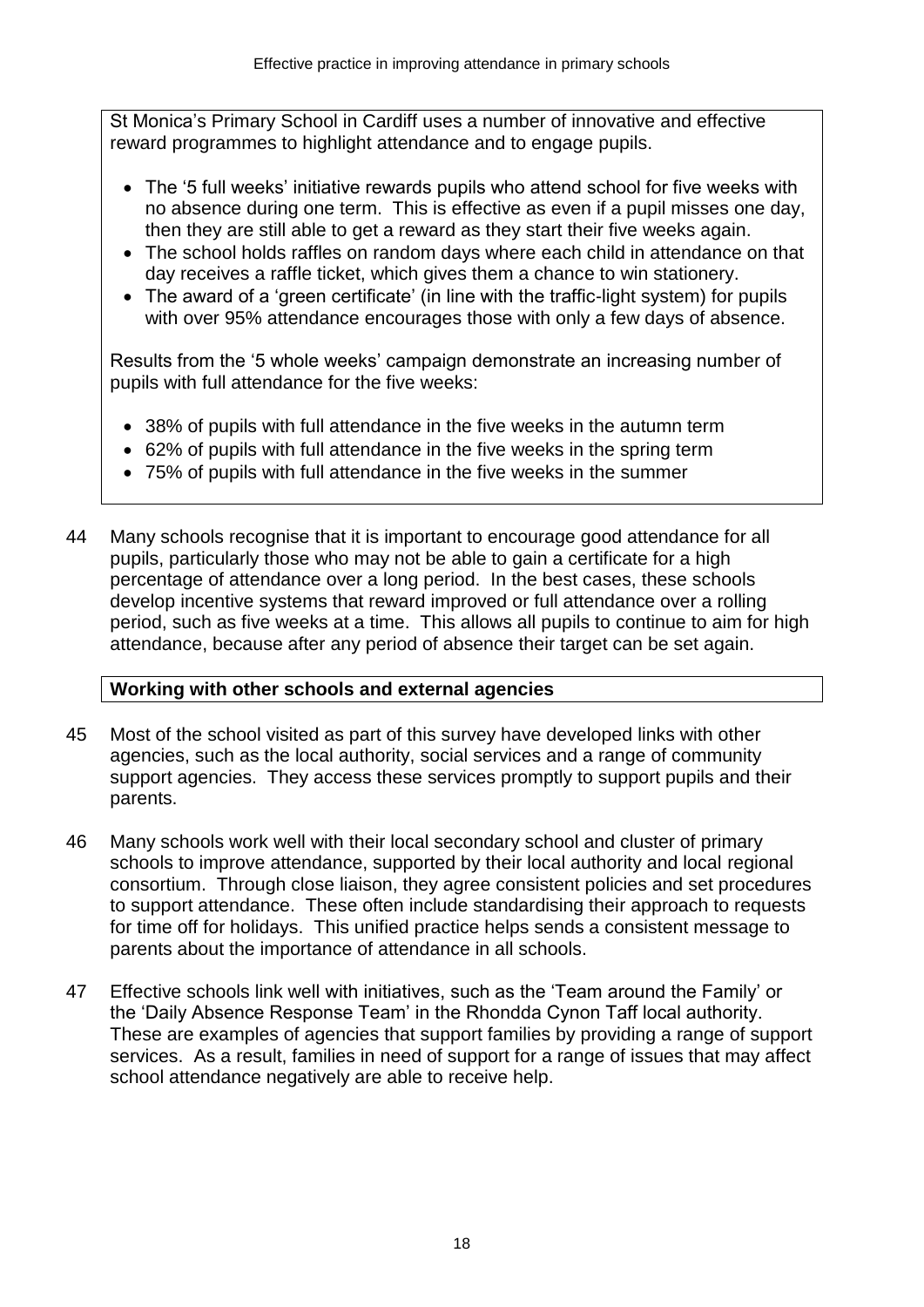St Monica's Primary School in Cardiff uses a number of innovative and effective reward programmes to highlight attendance and to engage pupils.

- The '5 full weeks' initiative rewards pupils who attend school for five weeks with no absence during one term. This is effective as even if a pupil misses one day, then they are still able to get a reward as they start their five weeks again.
- The school holds raffles on random days where each child in attendance on that day receives a raffle ticket, which gives them a chance to win stationery.
- The award of a 'green certificate' (in line with the traffic-light system) for pupils with over 95% attendance encourages those with only a few days of absence.

Results from the '5 whole weeks' campaign demonstrate an increasing number of pupils with full attendance for the five weeks:

- 38% of pupils with full attendance in the five weeks in the autumn term
- 62% of pupils with full attendance in the five weeks in the spring term
- 75% of pupils with full attendance in the five weeks in the summer

44 Many schools recognise that it is important to encourage good attendance for all pupils, particularly those who may not be able to gain a certificate for a high percentage of attendance over a long period. In the best cases, these schools develop incentive systems that reward improved or full attendance over a rolling period, such as five weeks at a time. This allows all pupils to continue to aim for high attendance, because after any period of absence their target can be set again.

## Working with other schools and external agencies

45 Most of the school visited as part of this survey have developed links with other agencies, such as the local authority, social services and a range of community support agencies. They access these services promptly to support pupils and their parents.

46 Many schools work well with their local secondary school and cluster of primary schools to improve attendance, supported by their local authority and local regional consortium. Through close liaison, they agree consistent policies and set procedures to support attendance. These often include standardising their approach to requests for time off for holidays. This unified practice helps sends a consistent message to parents about the importance of attendance in all schools.

47 Effective schools link well with initiatives, such as the 'Team around the Family' or the 'Daily Absence Response Team' in the Rhondda Cynon Taff local authority. These are examples of agencies that support families by providing a range of support services. As a result, families in need of support for a range of issues that may affect school attendance negatively are able to receive help.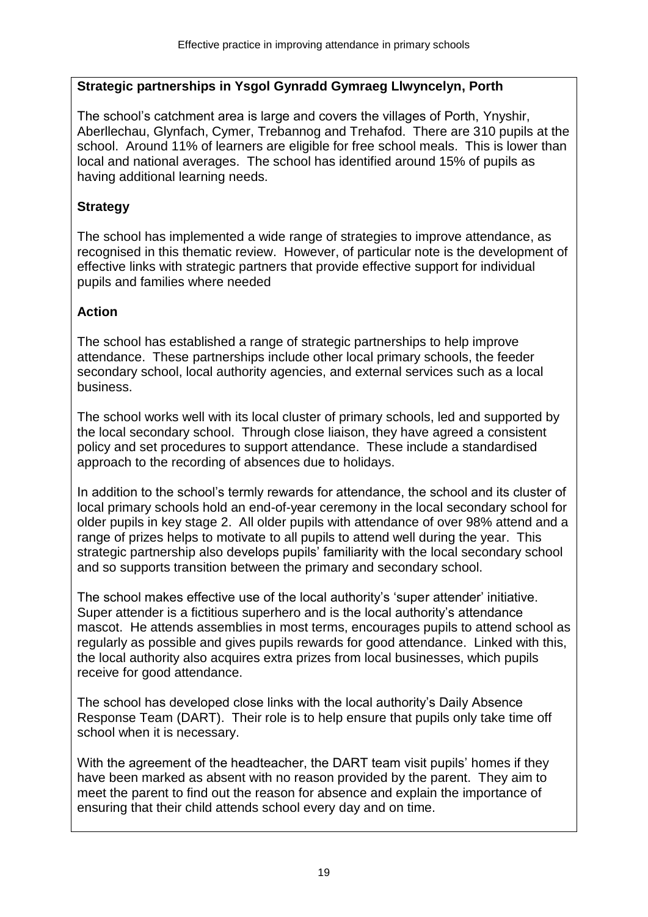**Strategic partnerships in Ysgol Gynradd Gymraeg Llwyncelyn, Porth**

The school's catchment area is large and covers the villages of Porth, Ynyshir, Aberllechau, Glynfach, Cymer, Trebannog and Trehafod. There are 310 pupils at the school. Around 11% of learners are eligible for free school meals. This is lower than local and national averages. The school has identified around 15% of pupils as having additional learning needs.

**Strategy**

The school has implemented a wide range of strategies to improve attendance, as recognised in this thematic review. However, of particular note is the development of effective links with strategic partners that provide effective support for individual pupils and families where needed

**Action**

The school has established a range of strategic partnerships to help improve attendance. These partnerships include other local primary schools, the feeder secondary school, local authority agencies, and external services such as a local business.

The school works well with its local cluster of primary schools, led and supported by the local secondary school. Through close liaison, they have agreed a consistent policy and set procedures to support attendance. These include a standardised approach to the recording of absences due to holidays.

In addition to the school's termly rewards for attendance, the school and its cluster of local primary schools hold an end-of-year ceremony in the local secondary school for older pupils in key stage 2. All older pupils with attendance of over 98% attend and a range of prizes helps to motivate to all pupils to attend well during the year. This strategic partnership also develops pupils' familiarity with the local secondary school and so supports transition between the primary and secondary school.

The school makes effective use of the local authority's 'super attender' initiative. Super attender is a fictitious superhero and is the local authority's attendance mascot. He attends assemblies in most terms, encourages pupils to attend school as regularly as possible and gives pupils rewards for good attendance. Linked with this, the local authority also acquires extra prizes from local businesses, which pupils receive for good attendance.

The school has developed close links with the local authority's Daily Absence Response Team (DART). Their role is to help ensure that pupils only take time off school when it is necessary.

With the agreement of the headteacher, the DART team visit pupils' homes if they have been marked as absent with no reason provided by the parent. They aim to meet the parent to find out the reason for absence and explain the importance of ensuring that their child attends school every day and on time.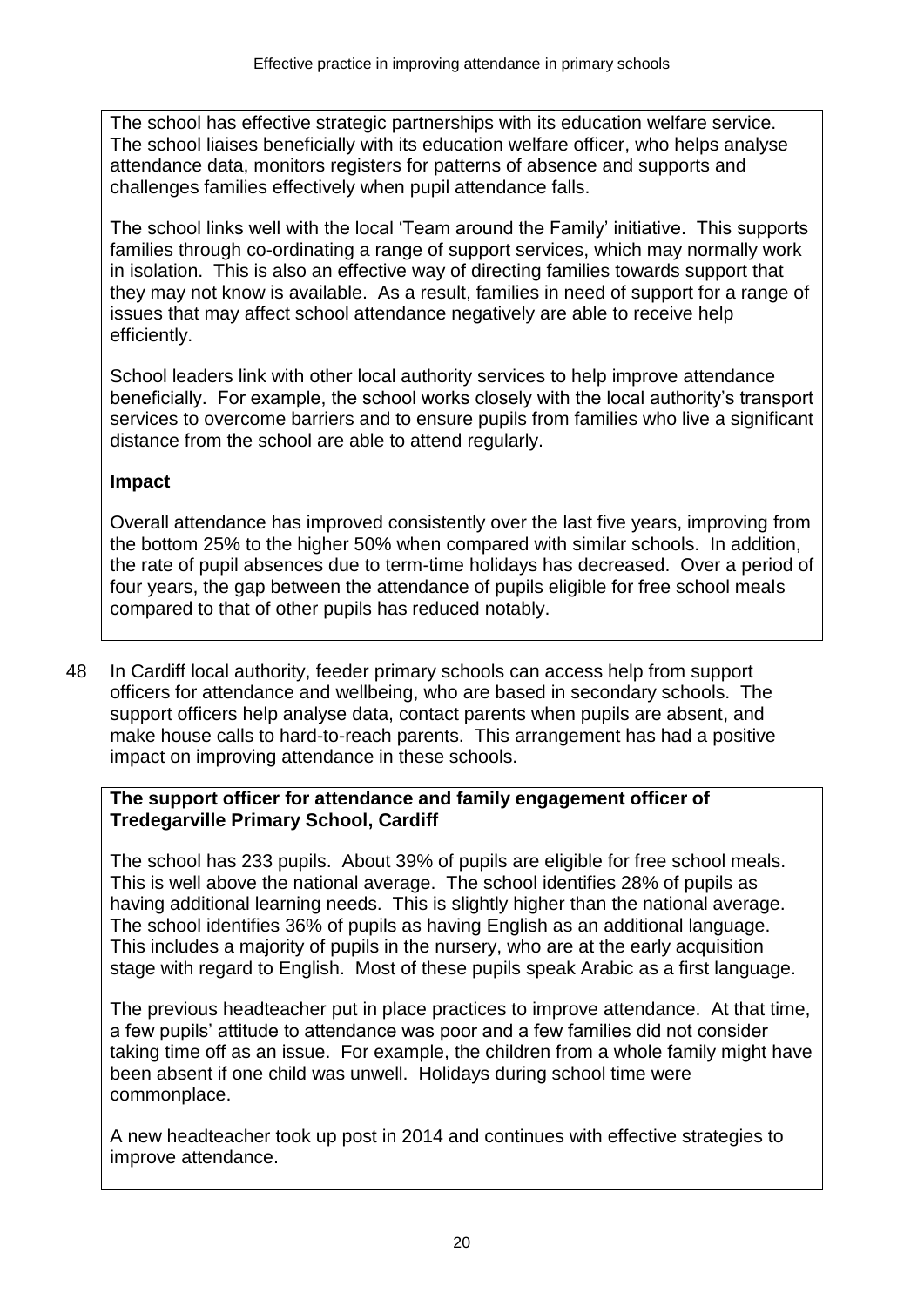The school has effective strategic partnerships with its education welfare service. The school liaises beneficially with its education welfare officer, who helps analyse attendance data, monitors registers for patterns of absence and supports and challenges families effectively when pupil attendance falls.

The school links well with the local 'Team around the Family' initiative. This supports families through co-ordinating a range of support services, which may normally work in isolation. This is also an effective way of directing families towards support that they may not know is available. As a result, families in need of support for a range of issues that may affect school attendance negatively are able to receive help efficiently.

School leaders link with other local authority services to help improve attendance beneficially. For example, the school works closely with the local authority's transport services to overcome barriers and to ensure pupils from families who live a significant distance from the school are able to attend regularly.

**Impact**

Overall attendance has improved consistently over the last five years, improving from the bottom 25% to the higher 50% when compared with similar schools. In addition, the rate of pupil absences due to term-time holidays has decreased. Over a period of four years, the gap between the attendance of pupils eligible for free school meals compared to that of other pupils has reduced notably.

48 In Cardiff local authority, feeder primary schools can access help from support officers for attendance and wellbeing, who are based in secondary schools. The support officers help analyse data, contact parents when pupils are absent, and make house calls to hard-to-reach parents. This arrangement has had a positive impact on improving attendance in these schools.

**The support officer for attendance and family engagement officer of Tredegarville Primary School, Cardiff**

The school has 233 pupils. About 39% of pupils are eligible for free school meals. This is well above the national average. The school identifies 28% of pupils as having additional learning needs. This is slightly higher than the national average. The school identifies 36% of pupils as having English as an additional language. This includes a majority of pupils in the nursery, who are at the early acquisition stage with regard to English. Most of these pupils speak Arabic as a first language.

The previous headteacher put in place practices to improve attendance. At that time, a few pupils' attitude to attendance was poor and a few families did not consider taking time off as an issue. For example, the children from a whole family might have been absent if one child was unwell. Holidays during school time were commonplace.

A new headteacher took up post in 2014 and continues with effective strategies to improve attendance.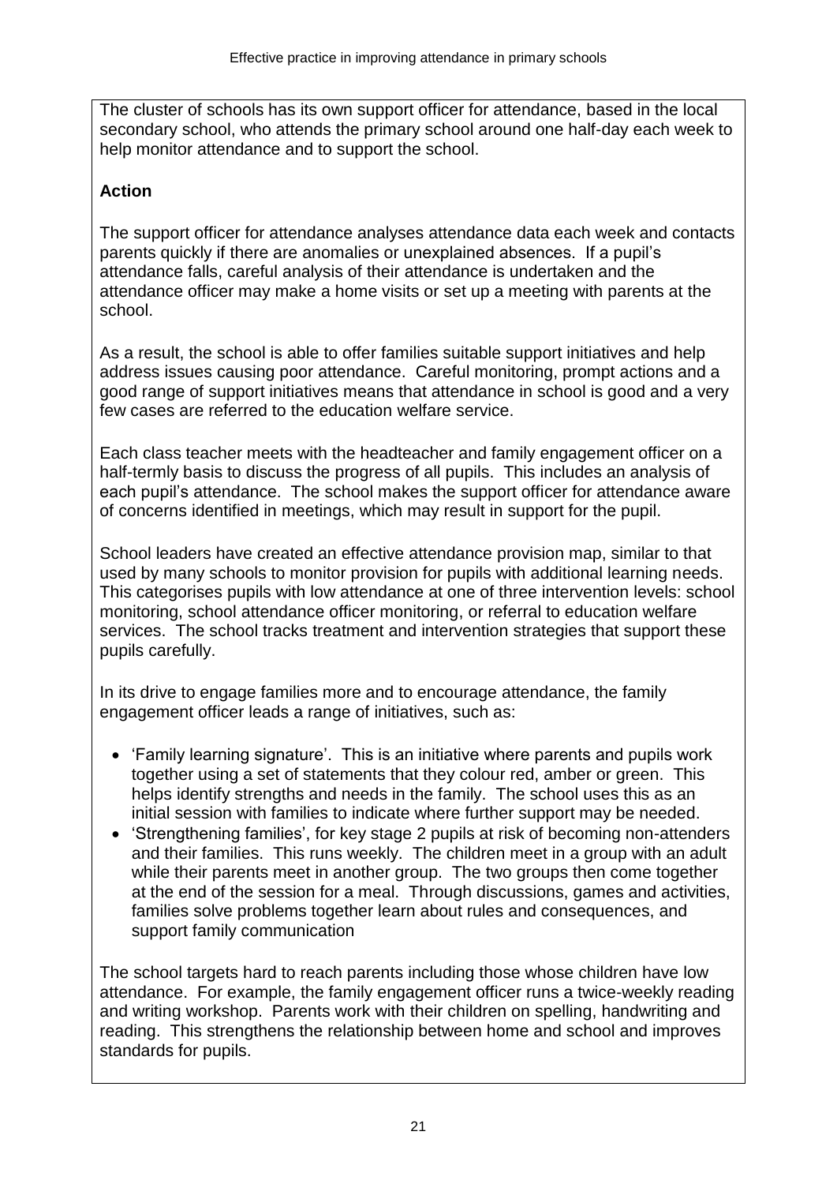The cluster of schools has its own support officer for attendance, based in the local secondary school, who attends the primary school around one half-day each week to help monitor attendance and to support the school.

**Action**

The support officer for attendance analyses attendance data each week and contacts parents quickly if there are anomalies or unexplained absences. If a pupil's attendance falls, careful analysis of their attendance is undertaken and the attendance officer may make a home visits or set up a meeting with parents at the school.

As a result, the school is able to offer families suitable support initiatives and help address issues causing poor attendance. Careful monitoring, prompt actions and a good range of support initiatives means that attendance in school is good and a very few cases are referred to the education welfare service.

Each class teacher meets with the headteacher and family engagement officer on a half-termly basis to discuss the progress of all pupils. This includes an analysis of each pupil's attendance. The school makes the support officer for attendance aware of concerns identified in meetings, which may result in support for the pupil.

School leaders have created an effective attendance provision map, similar to that used by many schools to monitor provision for pupils with additional learning needs. This categorises pupils with low attendance at one of three intervention levels: school monitoring, school attendance officer monitoring, or referral to education welfare services. The school tracks treatment and intervention strategies that support these pupils carefully.

In its drive to engage families more and to encourage attendance, the family engagement officer leads a range of initiatives, such as:

- 'Family learning signature'. This is an initiative where parents and pupils work together using a set of statements that they colour red, amber or green. This helps identify strengths and needs in the family. The school uses this as an initial session with families to indicate where further support may be needed.
- 'Strengthening families', for key stage 2 pupils at risk of becoming non-attenders and their families. This runs weekly. The children meet in a group with an adult while their parents meet in another group. The two groups then come together at the end of the session for a meal. Through discussions, games and activities, families solve problems together learn about rules and consequences, and support family communication

The school targets hard to reach parents including those whose children have low attendance. For example, the family engagement officer runs a twice-weekly reading and writing workshop. Parents work with their children on spelling, handwriting and reading. This strengthens the relationship between home and school and improves standards for pupils.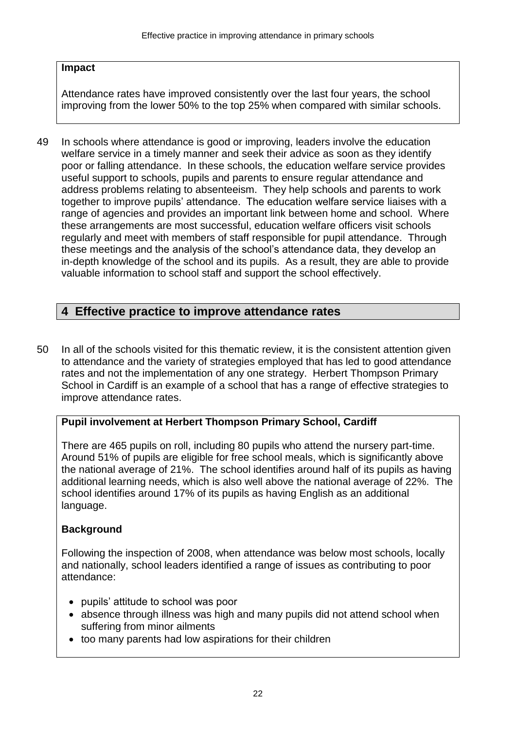**Impact**

Attendance rates have improved consistently over the last four years, the school improving from the lower 50% to the top 25% when compared with similar schools.

49 In schools where attendance is good or improving, leaders involve the education welfare service in a timely manner and seek their advice as soon as they identify poor or falling attendance. In these schools, the education welfare service provides useful support to schools, pupils and parents to ensure regular attendance and address problems relating to absenteeism. They help schools and parents to work together to improve pupils' attendance. The education welfare service liaises with a range of agencies and provides an important link between home and school. Where these arrangements are most successful, education welfare officers visit schools regularly and meet with members of staff responsible for pupil attendance. Through these meetings and the analysis of the school's attendance data, they develop an in-depth knowledge of the school and its pupils. As a result, they are able to provide valuable information to school staff and support the school effectively.

## 4 Effective practice to improve attendance rates

50 In all of the schools visited for this thematic review, it is the consistent attention given to attendance and the variety of strategies employed that has led to good attendance rates and not the implementation of any one strategy. Herbert Thompson Primary School in Cardiff is an example of a school that has a range of effective strategies to improve attendance rates.

**Pupil involvement at Herbert Thompson Primary School, Cardiff**

There are 465 pupils on roll, including 80 pupils who attend the nursery part-time. Around 51% of pupils are eligible for free school meals, which is significantly above the national average of 21%. The school identifies around half of its pupils as having additional learning needs, which is also well above the national average of 22%. The school identifies around 17% of its pupils as having English as an additional language.

**Background**

Following the inspection of 2008, when attendance was below most schools, locally and nationally, school leaders identified a range of issues as contributing to poor attendance:

- pupils' attitude to school was poor
- absence through illness was high and many pupils did not attend school when suffering from minor ailments
- too many parents had low aspirations for their children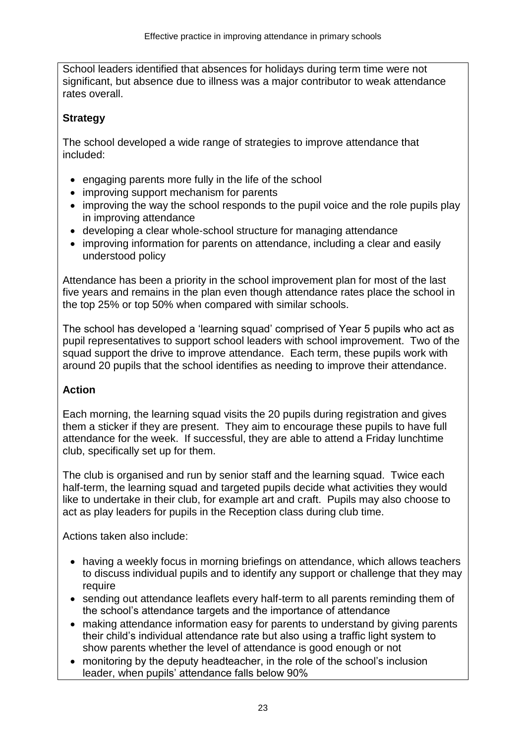School leaders identified that absences for holidays during term time were not significant, but absence due to illness was a major contributor to weak attendance rates overall.

**Strategy**

The school developed a wide range of strategies to improve attendance that included:

- engaging parents more fully in the life of the school
- improving support mechanism for parents
- improving the way the school responds to the pupil voice and the role pupils play in improving attendance
- developing a clear whole-school structure for managing attendance
- improving information for parents on attendance, including a clear and easily understood policy

Attendance has been a priority in the school improvement plan for most of the last five years and remains in the plan even though attendance rates place the school in the top 25% or top 50% when compared with similar schools.

The school has developed a 'learning squad' comprised of Year 5 pupils who act as pupil representatives to support school leaders with school improvement. Two of the squad support the drive to improve attendance. Each term, these pupils work with around 20 pupils that the school identifies as needing to improve their attendance.

**Action**

Each morning, the learning squad visits the 20 pupils during registration and gives them a sticker if they are present. They aim to encourage these pupils to have full attendance for the week. If successful, they are able to attend a Friday lunchtime club, specifically set up for them.

The club is organised and run by senior staff and the learning squad. Twice each half-term, the learning squad and targeted pupils decide what activities they would like to undertake in their club, for example art and craft. Pupils may also choose to act as play leaders for pupils in the Reception class during club time.

Actions taken also include:

- having a weekly focus in morning briefings on attendance, which allows teachers to discuss individual pupils and to identify any support or challenge that they may require
- sending out attendance leaflets every half-term to all parents reminding them of the school's attendance targets and the importance of attendance
- making attendance information easy for parents to understand by giving parents their child's individual attendance rate but also using a traffic light system to show parents whether the level of attendance is good enough or not
- monitoring by the deputy headteacher, in the role of the school's inclusion leader, when pupils' attendance falls below 90%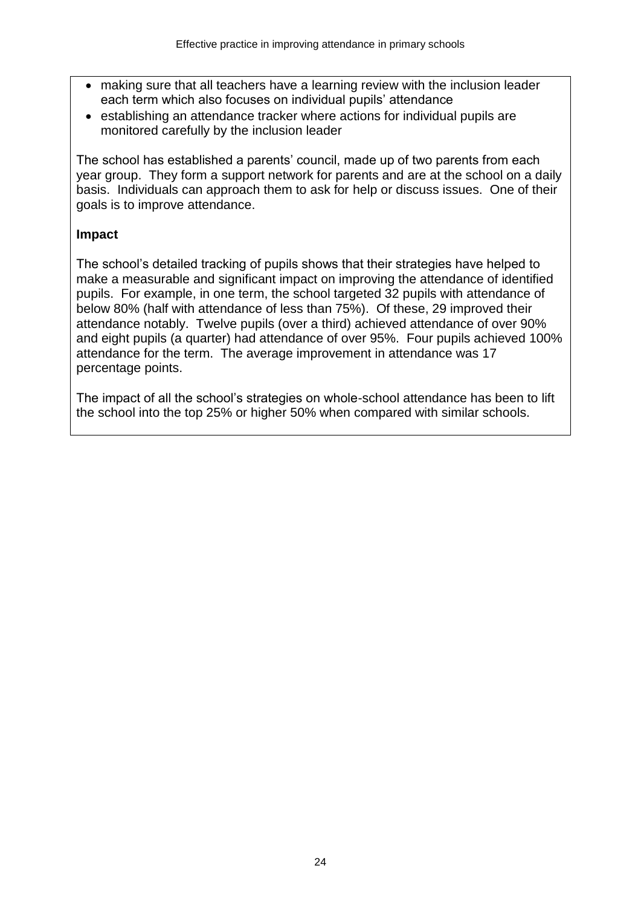- making sure that all teachers have a learning review with the inclusion leader each term which also focuses on individual pupils' attendance
- establishing an attendance tracker where actions for individual pupils are monitored carefully by the inclusion leader

The school has established a parents' council, made up of two parents from each year group. They form a support network for parents and are at the school on a daily basis. Individuals can approach them to ask for help or discuss issues. One of their goals is to improve attendance.

**Impact**

The school's detailed tracking of pupils shows that their strategies have helped to make a measurable and significant impact on improving the attendance of identified pupils. For example, in one term, the school targeted 32 pupils with attendance of below 80% (half with attendance of less than 75%). Of these, 29 improved their attendance notably. Twelve pupils (over a third) achieved attendance of over 90% and eight pupils (a quarter) had attendance of over 95%. Four pupils achieved 100% attendance for the term. The average improvement in attendance was 17 percentage points.

The impact of all the school's strategies on whole-school attendance has been to lift the school into the top 25% or higher 50% when compared with similar schools.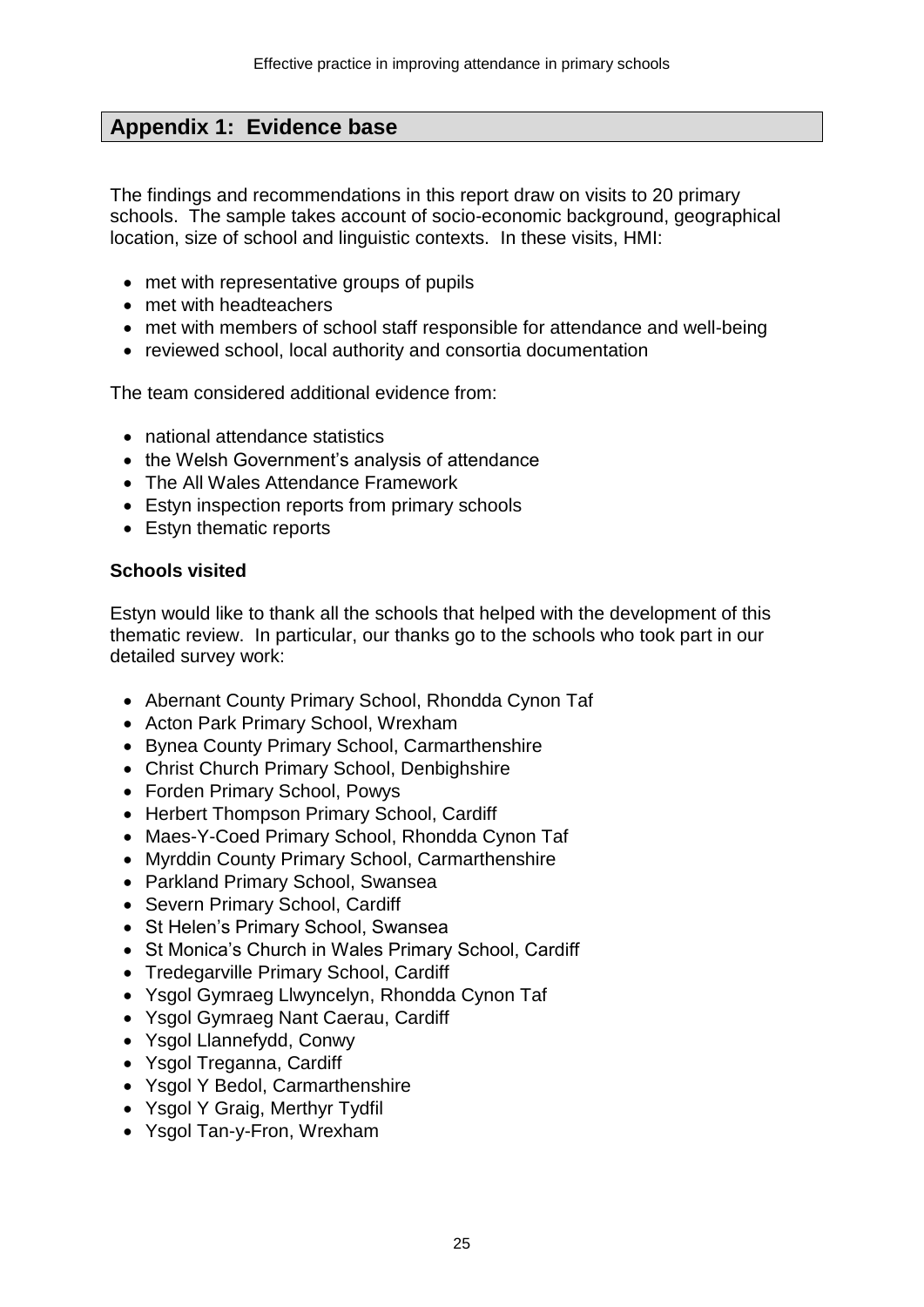## Appendix 1: Evidence base

The findings and recommendations in this report draw on visits to 20 primary schools. The sample takes account of socio-economic background, geographical location, size of school and linguistic contexts. In these visits, HMI:

- met with representative groups of pupils
- met with headteachers
- met with members of school staff responsible for attendance and well-being
- reviewed school, local authority and consortia documentation

The team considered additional evidence from:

- national attendance statistics
- the Welsh Government's analysis of attendance
- The All Wales Attendance Framework
- Estyn inspection reports from primary schools
- Estyn thematic reports

**Schools visited**

Estyn would like to thank all the schools that helped with the development of this thematic review. In particular, our thanks go to the schools who took part in our detailed survey work:

- Abernant County Primary School, Rhondda Cynon Taf
- Acton Park Primary School, Wrexham
- Bynea County Primary School, Carmarthenshire
- Christ Church Primary School, Denbighshire
- Forden Primary School, Powys
- Herbert Thompson Primary School, Cardiff
- Maes-Y-Coed Primary School, Rhondda Cynon Taf
- Myrddin County Primary School, Carmarthenshire
- Parkland Primary School, Swansea
- Severn Primary School, Cardiff
- St Helen's Primary School, Swansea
- St Monica's Church in Wales Primary School, Cardiff
- Tredegarville Primary School, Cardiff
- Ysgol Gymraeg Llwyncelyn, Rhondda Cynon Taf
- Ysgol Gymraeg Nant Caerau, Cardiff
- Ysgol Llannefydd, Conwy
- Ysgol Treganna, Cardiff
- Ysgol Y Bedol, Carmarthenshire
- Ysgol Y Graig, Merthyr Tydfil
- Ysgol Tan-y-Fron, Wrexham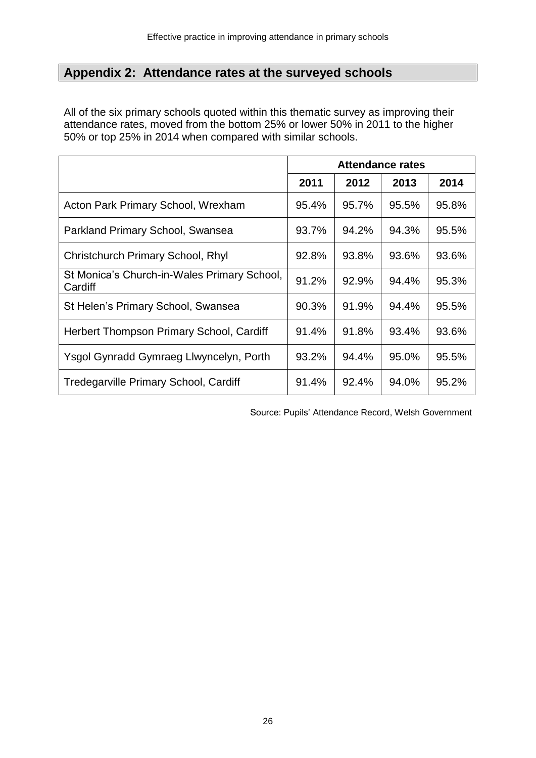## Appendix 2: Attendance rates at the surveyed schools

All of the six primary schools quoted within this thematic survey as improving their attendance rates, moved from the bottom 25% or lower 50% in 2011 to the higher 50% or top 25% in 2014 when compared with similar schools.

| | **Attendance rates** | | | |
|---|---|---|---|---|
| | **2011** | **2012** | **2013** | **2014** |
| Acton Park Primary School, Wrexham | 95.4% | 95.7% | 95.5% | 95.8% |
| Parkland Primary School, Swansea | 93.7% | 94.2% | 94.3% | 95.5% |
| Christchurch Primary School, Rhyl | 92.8% | 93.8% | 93.6% | 93.6% |
| St Monica's Church-in-Wales Primary School, Cardiff | 91.2% | 92.9% | 94.4% | 95.3% |
| St Helen's Primary School, Swansea | 90.3% | 91.9% | 94.4% | 95.5% |
| Herbert Thompson Primary School, Cardiff | 91.4% | 91.8% | 93.4% | 93.6% |
| Ysgol Gynradd Gymraeg Llwyncelyn, Porth | 93.2% | 94.4% | 95.0% | 95.5% |
| Tredegarville Primary School, Cardiff | 91.4% | 92.4% | 94.0% | 95.2% |

Source: Pupils' Attendance Record, Welsh Government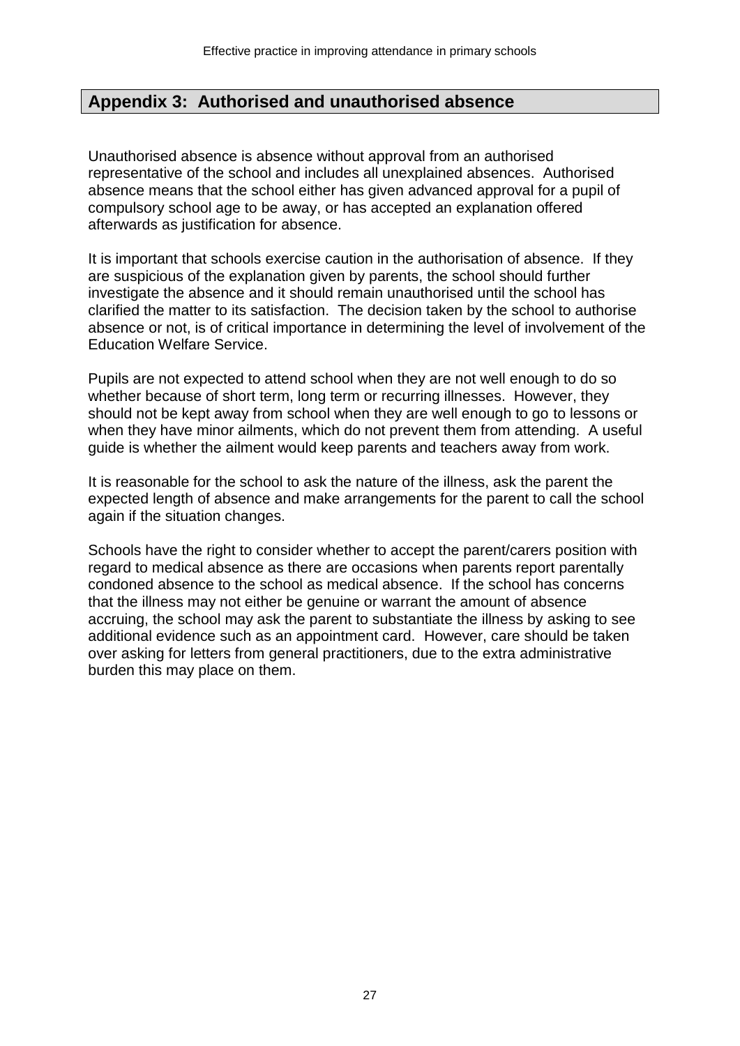## Appendix 3: Authorised and unauthorised absence

Unauthorised absence is absence without approval from an authorised representative of the school and includes all unexplained absences. Authorised absence means that the school either has given advanced approval for a pupil of compulsory school age to be away, or has accepted an explanation offered afterwards as justification for absence.

It is important that schools exercise caution in the authorisation of absence. If they are suspicious of the explanation given by parents, the school should further investigate the absence and it should remain unauthorised until the school has clarified the matter to its satisfaction. The decision taken by the school to authorise absence or not, is of critical importance in determining the level of involvement of the Education Welfare Service.

Pupils are not expected to attend school when they are not well enough to do so whether because of short term, long term or recurring illnesses. However, they should not be kept away from school when they are well enough to go to lessons or when they have minor ailments, which do not prevent them from attending. A useful guide is whether the ailment would keep parents and teachers away from work.

It is reasonable for the school to ask the nature of the illness, ask the parent the expected length of absence and make arrangements for the parent to call the school again if the situation changes.

Schools have the right to consider whether to accept the parent/carers position with regard to medical absence as there are occasions when parents report parentally condoned absence to the school as medical absence. If the school has concerns that the illness may not either be genuine or warrant the amount of absence accruing, the school may ask the parent to substantiate the illness by asking to see additional evidence such as an appointment card. However, care should be taken over asking for letters from general practitioners, due to the extra administrative burden this may place on them.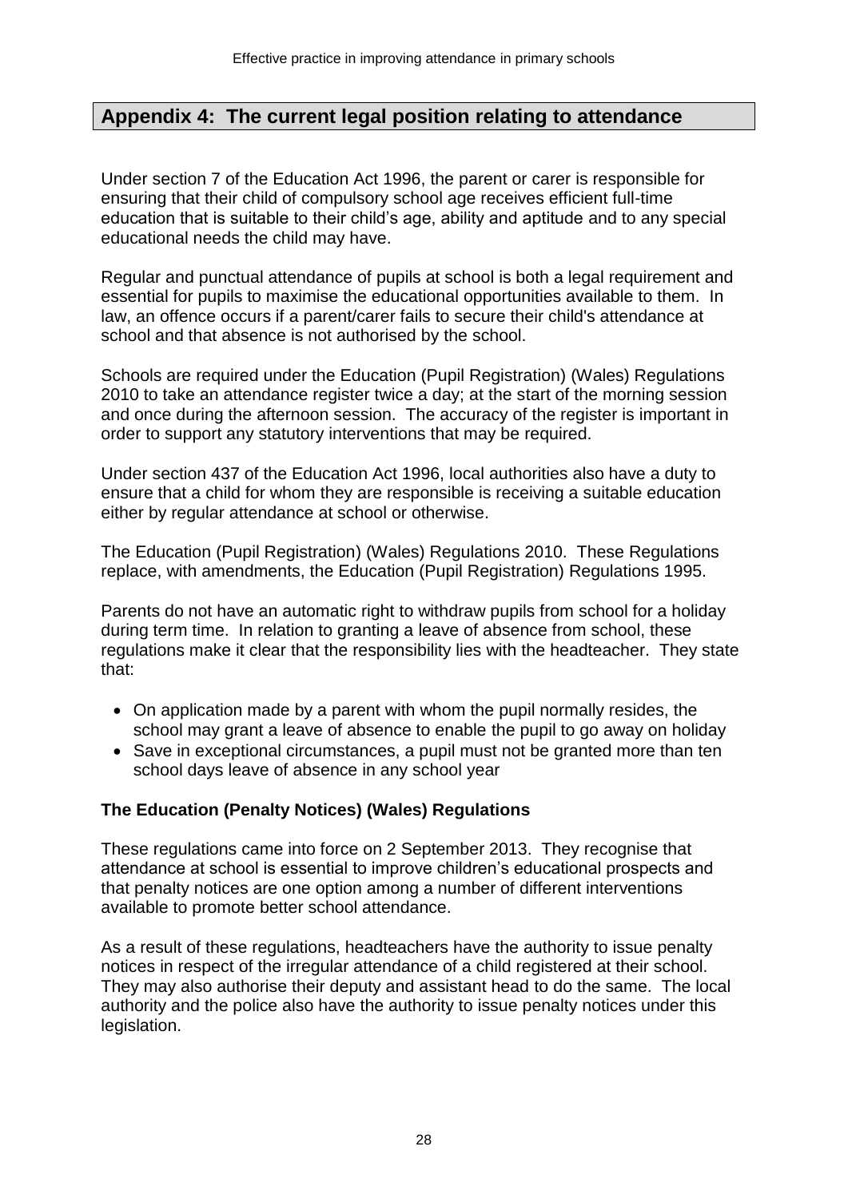## Appendix 4: The current legal position relating to attendance

Under section 7 of the Education Act 1996, the parent or carer is responsible for ensuring that their child of compulsory school age receives efficient full-time education that is suitable to their child's age, ability and aptitude and to any special educational needs the child may have.

Regular and punctual attendance of pupils at school is both a legal requirement and essential for pupils to maximise the educational opportunities available to them. In law, an offence occurs if a parent/carer fails to secure their child's attendance at school and that absence is not authorised by the school.

Schools are required under the Education (Pupil Registration) (Wales) Regulations 2010 to take an attendance register twice a day; at the start of the morning session and once during the afternoon session. The accuracy of the register is important in order to support any statutory interventions that may be required.

Under section 437 of the Education Act 1996, local authorities also have a duty to ensure that a child for whom they are responsible is receiving a suitable education either by regular attendance at school or otherwise.

The Education (Pupil Registration) (Wales) Regulations 2010. These Regulations replace, with amendments, the Education (Pupil Registration) Regulations 1995.

Parents do not have an automatic right to withdraw pupils from school for a holiday during term time. In relation to granting a leave of absence from school, these regulations make it clear that the responsibility lies with the headteacher. They state that:

- On application made by a parent with whom the pupil normally resides, the school may grant a leave of absence to enable the pupil to go away on holiday
- Save in exceptional circumstances, a pupil must not be granted more than ten school days leave of absence in any school year

**The Education (Penalty Notices) (Wales) Regulations**

These regulations came into force on 2 September 2013. They recognise that attendance at school is essential to improve children's educational prospects and that penalty notices are one option among a number of different interventions available to promote better school attendance.

As a result of these regulations, headteachers have the authority to issue penalty notices in respect of the irregular attendance of a child registered at their school. They may also authorise their deputy and assistant head to do the same. The local authority and the police also have the authority to issue penalty notices under this legislation.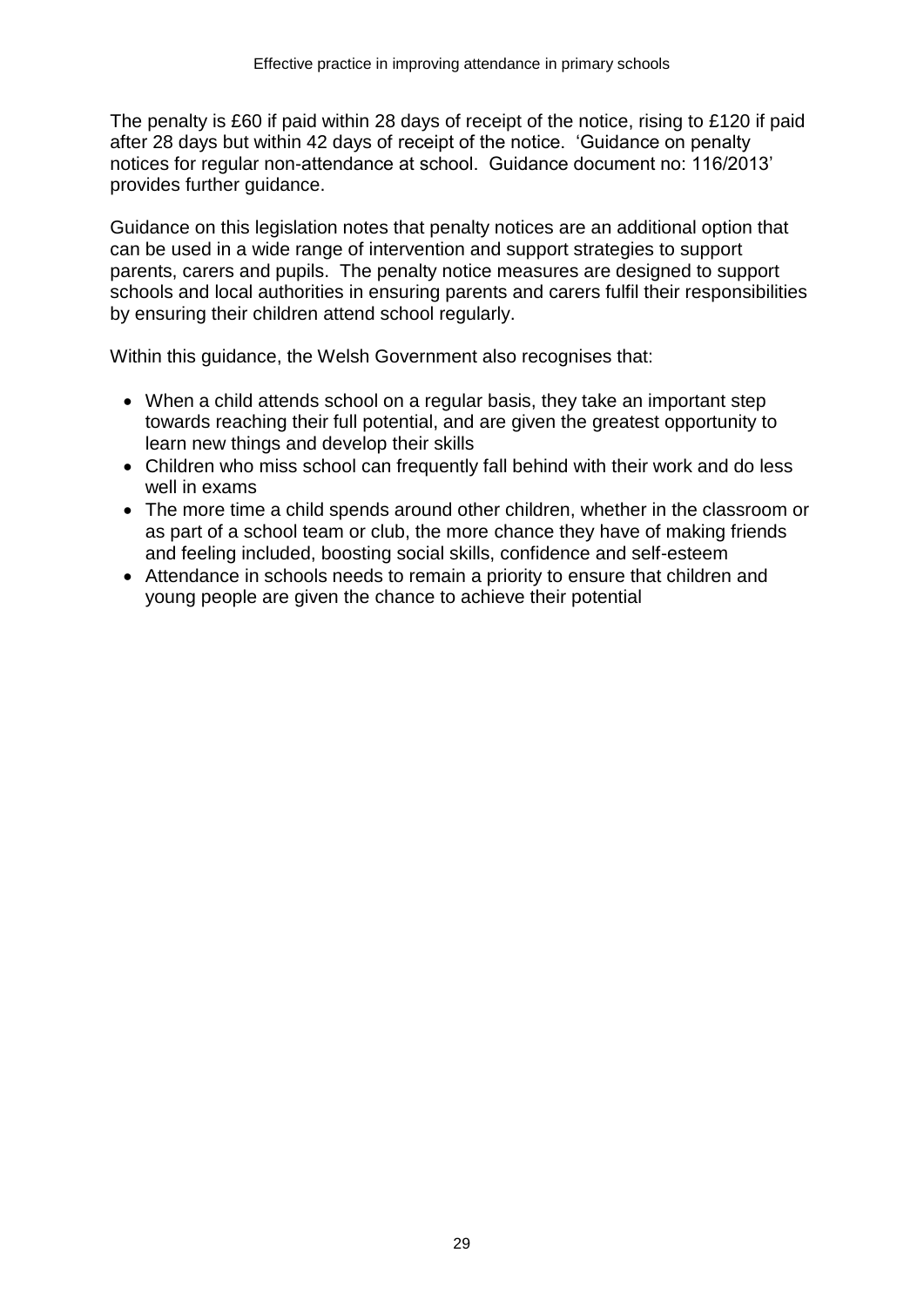The penalty is £60 if paid within 28 days of receipt of the notice, rising to £120 if paid after 28 days but within 42 days of receipt of the notice. 'Guidance on penalty notices for regular non-attendance at school. Guidance document no: 116/2013' provides further guidance.

Guidance on this legislation notes that penalty notices are an additional option that can be used in a wide range of intervention and support strategies to support parents, carers and pupils. The penalty notice measures are designed to support schools and local authorities in ensuring parents and carers fulfil their responsibilities by ensuring their children attend school regularly.

Within this guidance, the Welsh Government also recognises that:

- When a child attends school on a regular basis, they take an important step towards reaching their full potential, and are given the greatest opportunity to learn new things and develop their skills
- Children who miss school can frequently fall behind with their work and do less well in exams
- The more time a child spends around other children, whether in the classroom or as part of a school team or club, the more chance they have of making friends and feeling included, boosting social skills, confidence and self-esteem
- Attendance in schools needs to remain a priority to ensure that children and young people are given the chance to achieve their potential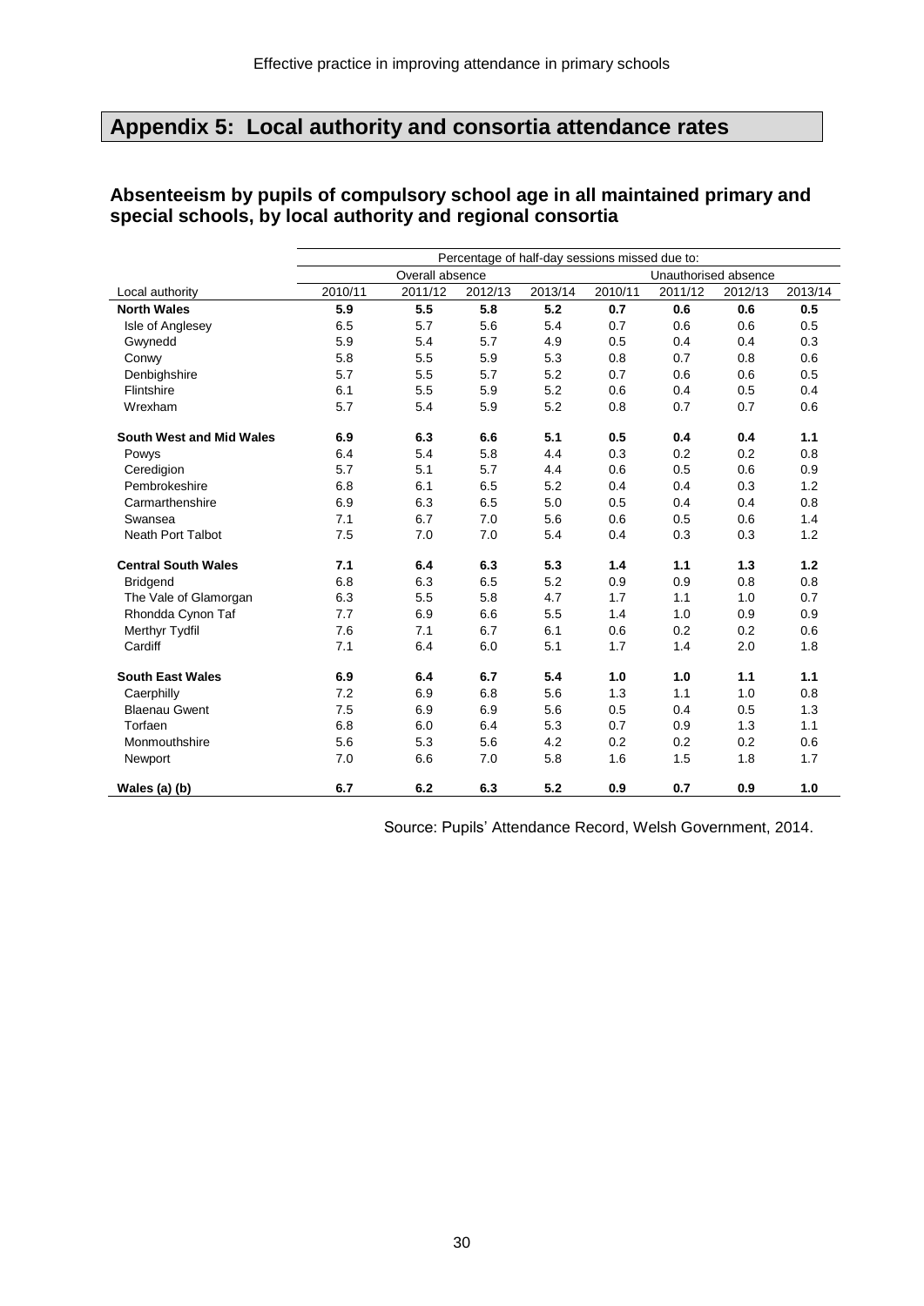## Appendix 5: Local authority and consortia attendance rates

### Absenteeism by pupils of compulsory school age in all maintained primary and special schools, by local authority and regional consortia

| | Percentage of half-day sessions missed due to: | | | | | | | |
|---|---|---|---|---|---|---|---|---|
| | Overall absence | | | | Unauthorised absence | | | |
| Local authority | 2010/11 | 2011/12 | 2012/13 | 2013/14 | 2010/11 | 2011/12 | 2012/13 | 2013/14 |
| **North Wales** | **5.9** | **5.5** | **5.8** | **5.2** | **0.7** | **0.6** | **0.6** | **0.5** |
| Isle of Anglesey | 6.5 | 5.7 | 5.6 | 5.4 | 0.7 | 0.6 | 0.6 | 0.5 |
| Gwynedd | 5.9 | 5.4 | 5.7 | 4.9 | 0.5 | 0.4 | 0.4 | 0.3 |
| Conwy | 5.8 | 5.5 | 5.9 | 5.3 | 0.8 | 0.7 | 0.8 | 0.6 |
| Denbighshire | 5.7 | 5.5 | 5.7 | 5.2 | 0.7 | 0.6 | 0.6 | 0.5 |
| Flintshire | 6.1 | 5.5 | 5.9 | 5.2 | 0.6 | 0.4 | 0.5 | 0.4 |
| Wrexham | 5.7 | 5.4 | 5.9 | 5.2 | 0.8 | 0.7 | 0.7 | 0.6 |
| **South West and Mid Wales** | **6.9** | **6.3** | **6.6** | **5.1** | **0.5** | **0.4** | **0.4** | **1.1** |
| Powys | 6.4 | 5.4 | 5.8 | 4.4 | 0.3 | 0.2 | 0.2 | 0.8 |
| Ceredigion | 5.7 | 5.1 | 5.7 | 4.4 | 0.6 | 0.5 | 0.6 | 0.9 |
| Pembrokeshire | 6.8 | 6.1 | 6.5 | 5.2 | 0.4 | 0.4 | 0.3 | 1.2 |
| Carmarthenshire | 6.9 | 6.3 | 6.5 | 5.0 | 0.5 | 0.4 | 0.4 | 0.8 |
| Swansea | 7.1 | 6.7 | 7.0 | 5.6 | 0.6 | 0.5 | 0.6 | 1.4 |
| Neath Port Talbot | 7.5 | 7.0 | 7.0 | 5.4 | 0.4 | 0.3 | 0.3 | 1.2 |
| **Central South Wales** | **7.1** | **6.4** | **6.3** | **5.3** | **1.4** | **1.1** | **1.3** | **1.2** |
| Bridgend | 6.8 | 6.3 | 6.5 | 5.2 | 0.9 | 0.9 | 0.8 | 0.8 |
| The Vale of Glamorgan | 6.3 | 5.5 | 5.8 | 4.7 | 1.7 | 1.1 | 1.0 | 0.7 |
| Rhondda Cynon Taf | 7.7 | 6.9 | 6.6 | 5.5 | 1.4 | 1.0 | 0.9 | 0.9 |
| Merthyr Tydfil | 7.6 | 7.1 | 6.7 | 6.1 | 0.6 | 0.2 | 0.2 | 0.6 |
| Cardiff | 7.1 | 6.4 | 6.0 | 5.1 | 1.7 | 1.4 | 2.0 | 1.8 |
| **South East Wales** | **6.9** | **6.4** | **6.7** | **5.4** | **1.0** | **1.0** | **1.1** | **1.1** |
| Caerphilly | 7.2 | 6.9 | 6.8 | 5.6 | 1.3 | 1.1 | 1.0 | 0.8 |
| Blaenau Gwent | 7.5 | 6.9 | 6.9 | 5.6 | 0.5 | 0.4 | 0.5 | 1.3 |
| Torfaen | 6.8 | 6.0 | 6.4 | 5.3 | 0.7 | 0.9 | 1.3 | 1.1 |
| Monmouthshire | 5.6 | 5.3 | 5.6 | 4.2 | 0.2 | 0.2 | 0.2 | 0.6 |
| Newport | 7.0 | 6.6 | 7.0 | 5.8 | 1.6 | 1.5 | 1.8 | 1.7 |
| **Wales (a) (b)** | **6.7** | **6.2** | **6.3** | **5.2** | **0.9** | **0.7** | **0.9** | **1.0** |

Source: Pupils' Attendance Record, Welsh Government, 2014.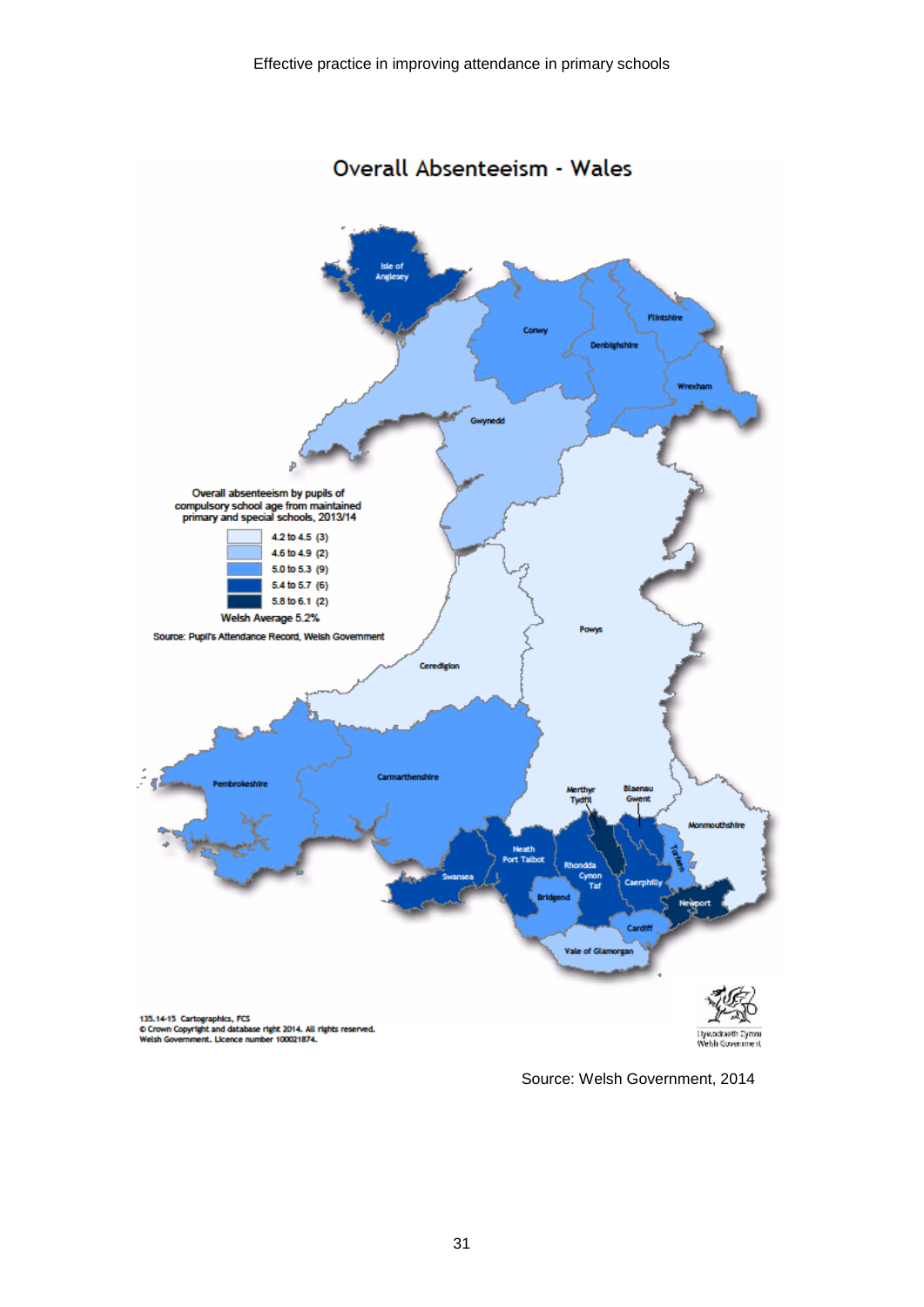# Overall Absenteeism - Wales

Overall absenteeism by pupils of compulsory school age from maintained primary and special schools, 2013/14

| Range | Count |
|---|---|
| 4.2 to 4.5 | (3) |
| 4.6 to 4.9 | (2) |
| 5.0 to 5.3 | (9) |
| 5.4 to 5.7 | (6) |
| 5.8 to 6.1 | (2) |

Welsh Average 5.2%

Source: Pupil's Attendance Record, Welsh Government

Isle of Anglesey, Conwy, Flintshire, Denbighshire, Wrexham, Gwynedd, Powys, Ceredigion, Pembrokeshire, Carmarthenshire, Merthyr Tydfil, Blaenau Gwent, Monmouthshire, Torfaen, Neath Port Talbot, Swansea, Rhondda Cynon Taf, Caerphilly, Bridgend, Newport, Cardiff, Vale of Glamorgan

135.14-15 Cartographics, FCS
© Crown Copyright and database right 2014. All rights reserved.
Welsh Government. Licence number 100021874.

Llywodraeth Cymru
Welsh Government

Source: Welsh Government, 2014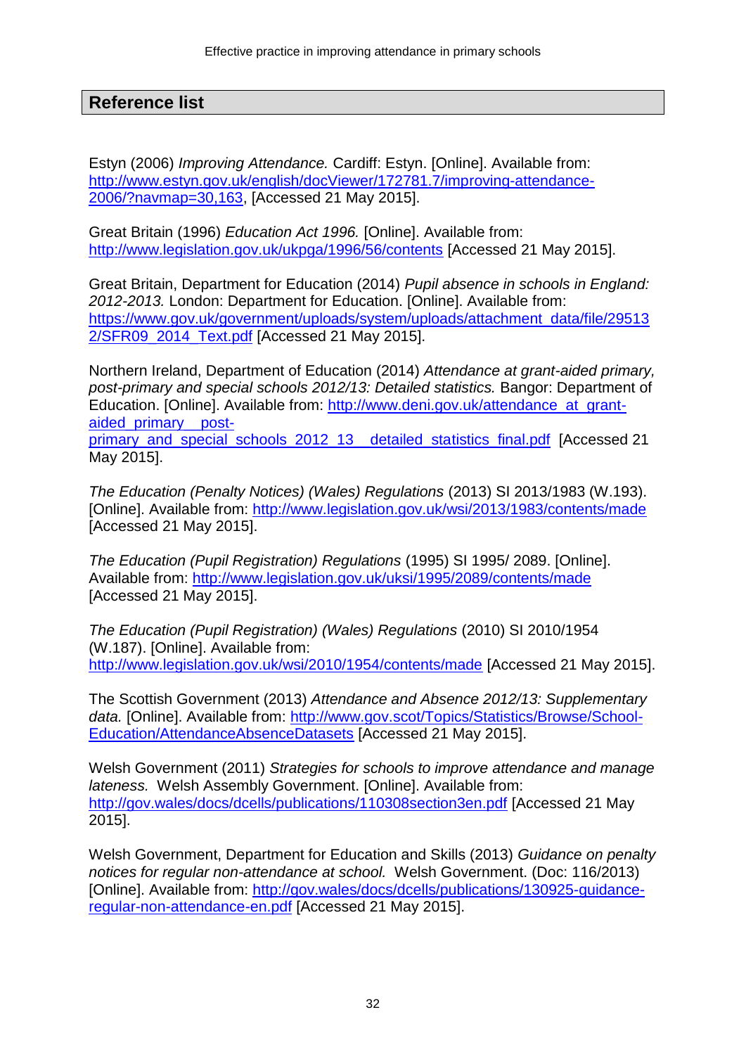## Reference list

Estyn (2006) *Improving Attendance.* Cardiff: Estyn. [Online]. Available from: http://www.estyn.gov.uk/english/docViewer/172781.7/improving-attendance-2006/?navmap=30,163, [Accessed 21 May 2015].

Great Britain (1996) *Education Act 1996.* [Online]. Available from: http://www.legislation.gov.uk/ukpga/1996/56/contents [Accessed 21 May 2015].

Great Britain, Department for Education (2014) *Pupil absence in schools in England: 2012-2013.* London: Department for Education. [Online]. Available from: https://www.gov.uk/government/uploads/system/uploads/attachment_data/file/295132/SFR09_2014_Text.pdf [Accessed 21 May 2015].

Northern Ireland, Department of Education (2014) *Attendance at grant-aided primary, post-primary and special schools 2012/13: Detailed statistics.* Bangor: Department of Education. [Online]. Available from: http://www.deni.gov.uk/attendance_at_grant-aided_primary__post-primary_and_special_schools_2012_13__detailed_statistics_final.pdf [Accessed 21 May 2015].

*The Education (Penalty Notices) (Wales) Regulations* (2013) SI 2013/1983 (W.193). [Online]. Available from: http://www.legislation.gov.uk/wsi/2013/1983/contents/made [Accessed 21 May 2015].

*The Education (Pupil Registration) Regulations* (1995) SI 1995/ 2089. [Online]. Available from: http://www.legislation.gov.uk/uksi/1995/2089/contents/made [Accessed 21 May 2015].

*The Education (Pupil Registration) (Wales) Regulations* (2010) SI 2010/1954 (W.187). [Online]. Available from: http://www.legislation.gov.uk/wsi/2010/1954/contents/made [Accessed 21 May 2015].

The Scottish Government (2013) *Attendance and Absence 2012/13: Supplementary data.* [Online]. Available from: http://www.gov.scot/Topics/Statistics/Browse/School-Education/AttendanceAbsenceDatasets [Accessed 21 May 2015].

Welsh Government (2011) *Strategies for schools to improve attendance and manage lateness.* Welsh Assembly Government. [Online]. Available from: http://gov.wales/docs/dcells/publications/110308section3en.pdf [Accessed 21 May 2015].

Welsh Government, Department for Education and Skills (2013) *Guidance on penalty notices for regular non-attendance at school.* Welsh Government. (Doc: 116/2013) [Online]. Available from: http://gov.wales/docs/dcells/publications/130925-guidance-regular-non-attendance-en.pdf [Accessed 21 May 2015].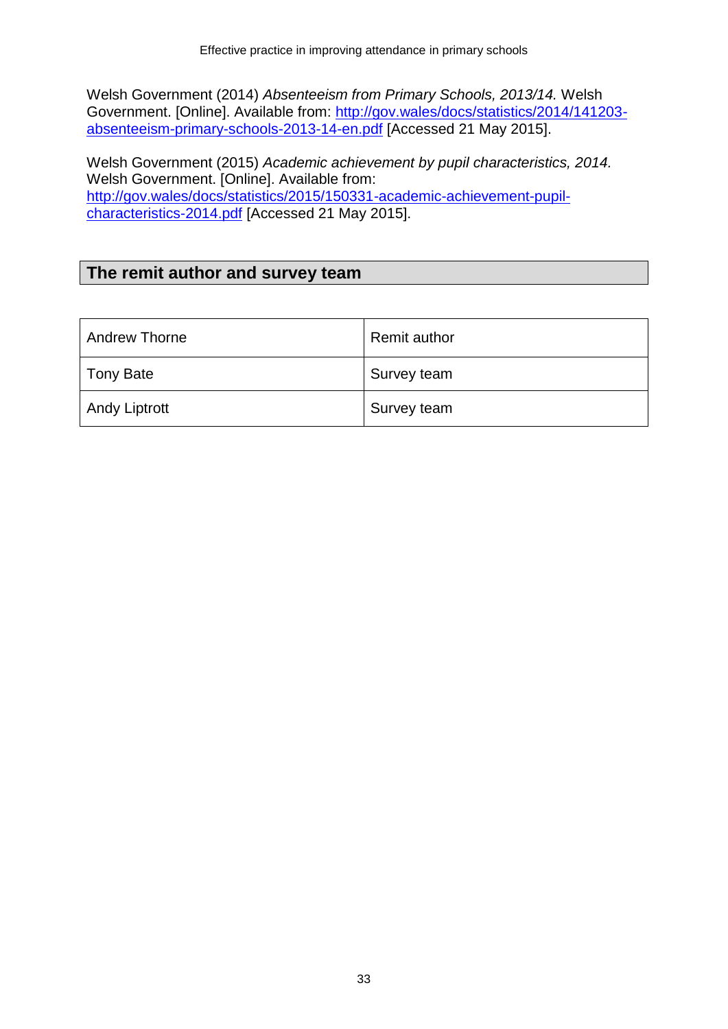Welsh Government (2014) *Absenteeism from Primary Schools, 2013/14.* Welsh Government. [Online]. Available from: [http://gov.wales/docs/statistics/2014/141203-absenteeism-primary-schools-2013-14-en.pdf](http://gov.wales/docs/statistics/2014/141203-absenteeism-primary-schools-2013-14-en.pdf) [Accessed 21 May 2015].

Welsh Government (2015) *Academic achievement by pupil characteristics, 2014.* Welsh Government. [Online]. Available from: [http://gov.wales/docs/statistics/2015/150331-academic-achievement-pupil-characteristics-2014.pdf](http://gov.wales/docs/statistics/2015/150331-academic-achievement-pupil-characteristics-2014.pdf) [Accessed 21 May 2015].

## The remit author and survey team

| | |
|---|---|
| Andrew Thorne | Remit author |
| Tony Bate | Survey team |
| Andy Liptrott | Survey team |